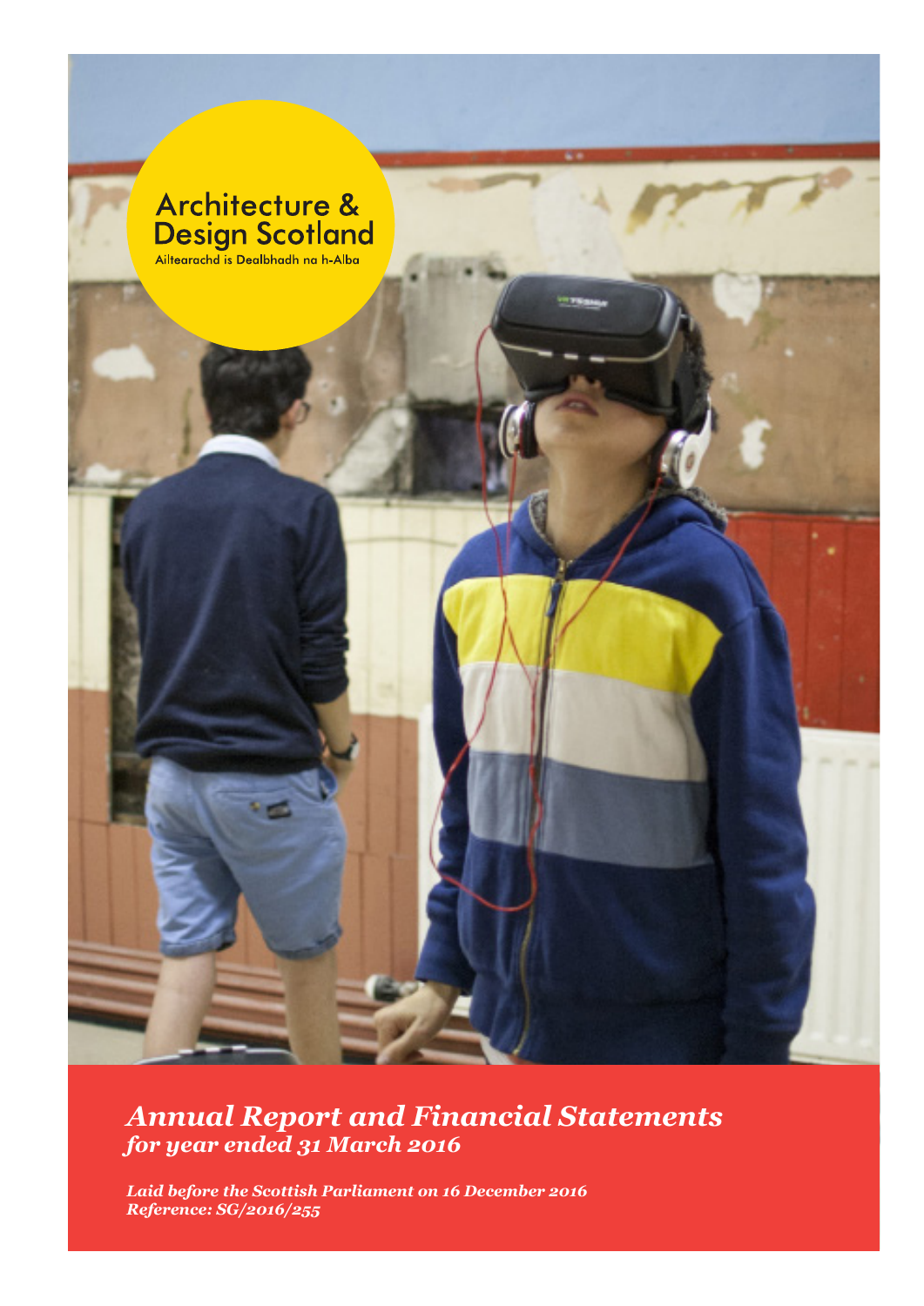Architecture & Design Scotland

Ailtearachd is Dealbhadh na h-Alba

# *Annual Report and Financial Statements*
## *for year ended 31 March 2016*

***Laid before the Scottish Parliament on 16 December 2016***
***Reference: SG/2016/255***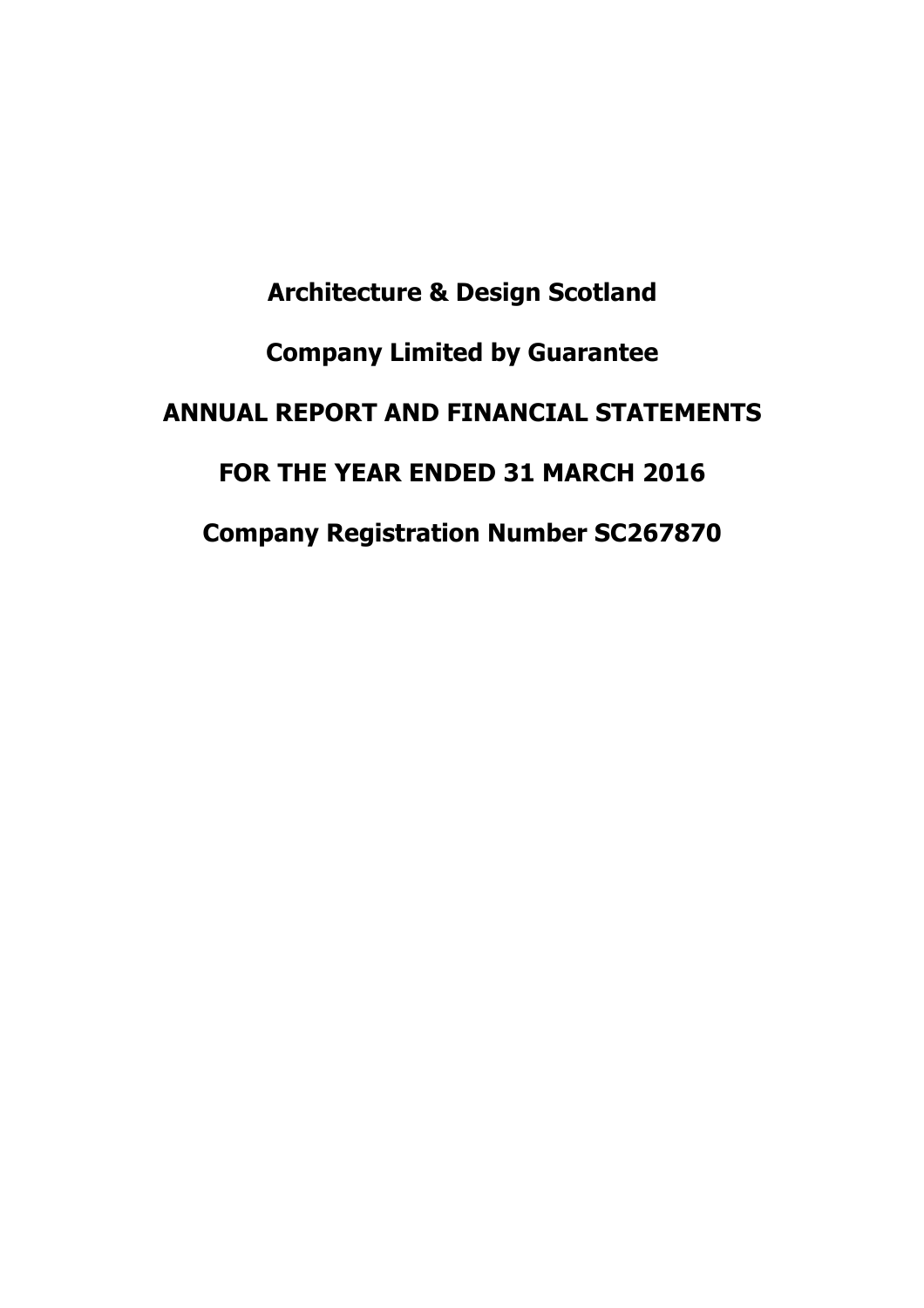# Architecture & Design Scotland

## Company Limited by Guarantee

## ANNUAL REPORT AND FINANCIAL STATEMENTS

## FOR THE YEAR ENDED 31 MARCH 2016

## Company Registration Number SC267870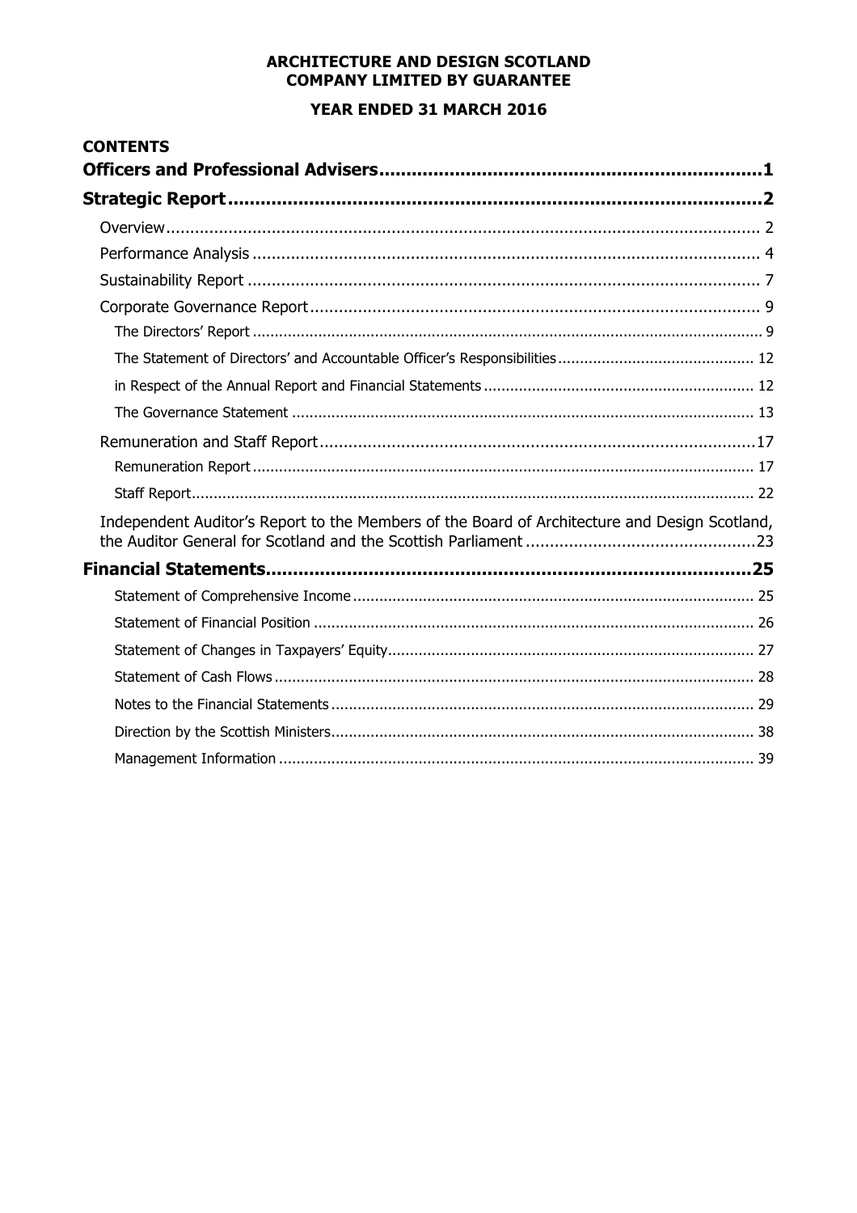**ARCHITECTURE AND DESIGN SCOTLAND**
**COMPANY LIMITED BY GUARANTEE**

**YEAR ENDED 31 MARCH 2016**

**CONTENTS**

**Officers and Professional Advisers** .................................................. 1

**Strategic Report** .................................................. 2

- Overview .................................................. 2
- Performance Analysis .................................................. 4
- Sustainability Report .................................................. 7
- Corporate Governance Report .................................................. 9
  - The Directors' Report .................................................. 9
  - The Statement of Directors' and Accountable Officer's Responsibilities .................................................. 12
  - in Respect of the Annual Report and Financial Statements .................................................. 12
  - The Governance Statement .................................................. 13
- Remuneration and Staff Report .................................................. 17
  - Remuneration Report .................................................. 17
  - Staff Report .................................................. 22
- Independent Auditor's Report to the Members of the Board of Architecture and Design Scotland, the Auditor General for Scotland and the Scottish Parliament .................................................. 23

**Financial Statements** .................................................. 25

- Statement of Comprehensive Income .................................................. 25
- Statement of Financial Position .................................................. 26
- Statement of Changes in Taxpayers' Equity .................................................. 27
- Statement of Cash Flows .................................................. 28
- Notes to the Financial Statements .................................................. 29
- Direction by the Scottish Ministers .................................................. 38
- Management Information .................................................. 39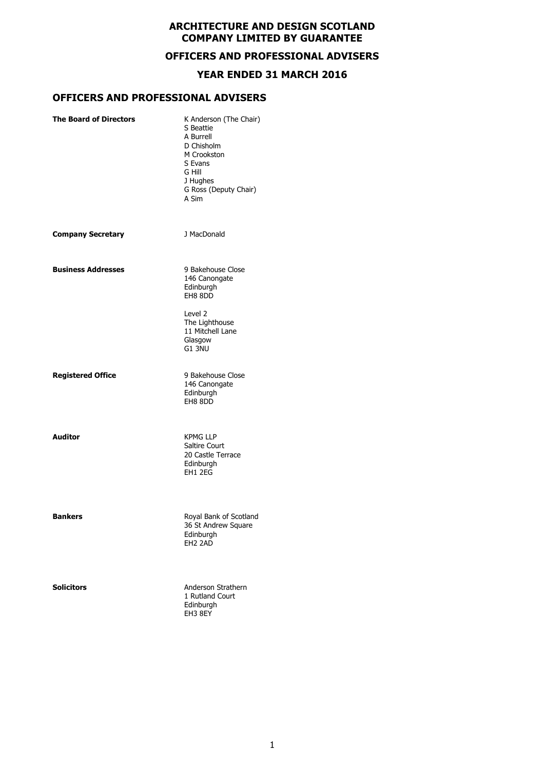# ARCHITECTURE AND DESIGN SCOTLAND
# COMPANY LIMITED BY GUARANTEE

## OFFICERS AND PROFESSIONAL ADVISERS

## YEAR ENDED 31 MARCH 2016

## OFFICERS AND PROFESSIONAL ADVISERS

**The Board of Directors**

K Anderson (The Chair)
S Beattie
A Burrell
D Chisholm
M Crookston
S Evans
G Hill
J Hughes
G Ross (Deputy Chair)
A Sim

**Company Secretary**

J MacDonald

**Business Addresses**

9 Bakehouse Close
146 Canongate
Edinburgh
EH8 8DD

Level 2
The Lighthouse
11 Mitchell Lane
Glasgow
G1 3NU

**Registered Office**

9 Bakehouse Close
146 Canongate
Edinburgh
EH8 8DD

**Auditor**

KPMG LLP
Saltire Court
20 Castle Terrace
Edinburgh
EH1 2EG

**Bankers**

Royal Bank of Scotland
36 St Andrew Square
Edinburgh
EH2 2AD

**Solicitors**

Anderson Strathern
1 Rutland Court
Edinburgh
EH3 8EY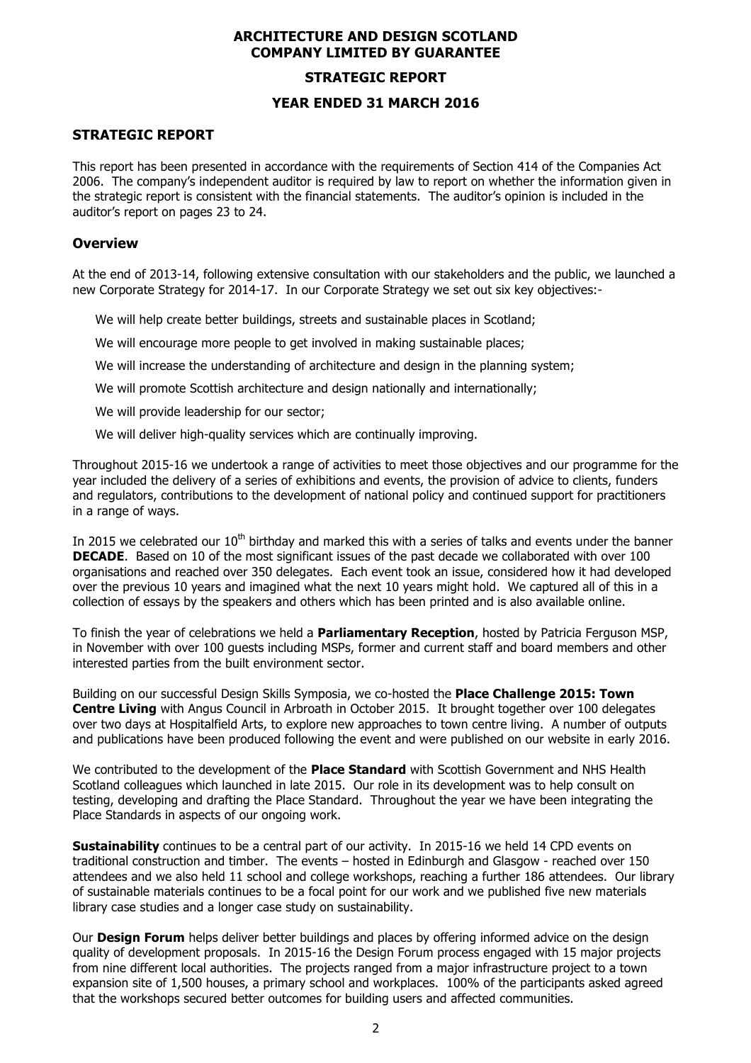**ARCHITECTURE AND DESIGN SCOTLAND**
**COMPANY LIMITED BY GUARANTEE**

**STRATEGIC REPORT**

**YEAR ENDED 31 MARCH 2016**

## STRATEGIC REPORT

This report has been presented in accordance with the requirements of Section 414 of the Companies Act 2006. The company's independent auditor is required by law to report on whether the information given in the strategic report is consistent with the financial statements. The auditor's opinion is included in the auditor's report on pages 23 to 24.

## Overview

At the end of 2013-14, following extensive consultation with our stakeholders and the public, we launched a new Corporate Strategy for 2014-17. In our Corporate Strategy we set out six key objectives:-

- We will help create better buildings, streets and sustainable places in Scotland;
- We will encourage more people to get involved in making sustainable places;
- We will increase the understanding of architecture and design in the planning system;
- We will promote Scottish architecture and design nationally and internationally;
- We will provide leadership for our sector;
- We will deliver high-quality services which are continually improving.

Throughout 2015-16 we undertook a range of activities to meet those objectives and our programme for the year included the delivery of a series of exhibitions and events, the provision of advice to clients, funders and regulators, contributions to the development of national policy and continued support for practitioners in a range of ways.

In 2015 we celebrated our 10th birthday and marked this with a series of talks and events under the banner **DECADE**. Based on 10 of the most significant issues of the past decade we collaborated with over 100 organisations and reached over 350 delegates. Each event took an issue, considered how it had developed over the previous 10 years and imagined what the next 10 years might hold. We captured all of this in a collection of essays by the speakers and others which has been printed and is also available online.

To finish the year of celebrations we held a **Parliamentary Reception**, hosted by Patricia Ferguson MSP, in November with over 100 guests including MSPs, former and current staff and board members and other interested parties from the built environment sector.

Building on our successful Design Skills Symposia, we co-hosted the **Place Challenge 2015: Town Centre Living** with Angus Council in Arbroath in October 2015. It brought together over 100 delegates over two days at Hospitalfield Arts, to explore new approaches to town centre living. A number of outputs and publications have been produced following the event and were published on our website in early 2016.

We contributed to the development of the **Place Standard** with Scottish Government and NHS Health Scotland colleagues which launched in late 2015. Our role in its development was to help consult on testing, developing and drafting the Place Standard. Throughout the year we have been integrating the Place Standards in aspects of our ongoing work.

**Sustainability** continues to be a central part of our activity. In 2015-16 we held 14 CPD events on traditional construction and timber. The events – hosted in Edinburgh and Glasgow - reached over 150 attendees and we also held 11 school and college workshops, reaching a further 186 attendees. Our library of sustainable materials continues to be a focal point for our work and we published five new materials library case studies and a longer case study on sustainability.

Our **Design Forum** helps deliver better buildings and places by offering informed advice on the design quality of development proposals. In 2015-16 the Design Forum process engaged with 15 major projects from nine different local authorities. The projects ranged from a major infrastructure project to a town expansion site of 1,500 houses, a primary school and workplaces. 100% of the participants asked agreed that the workshops secured better outcomes for building users and affected communities.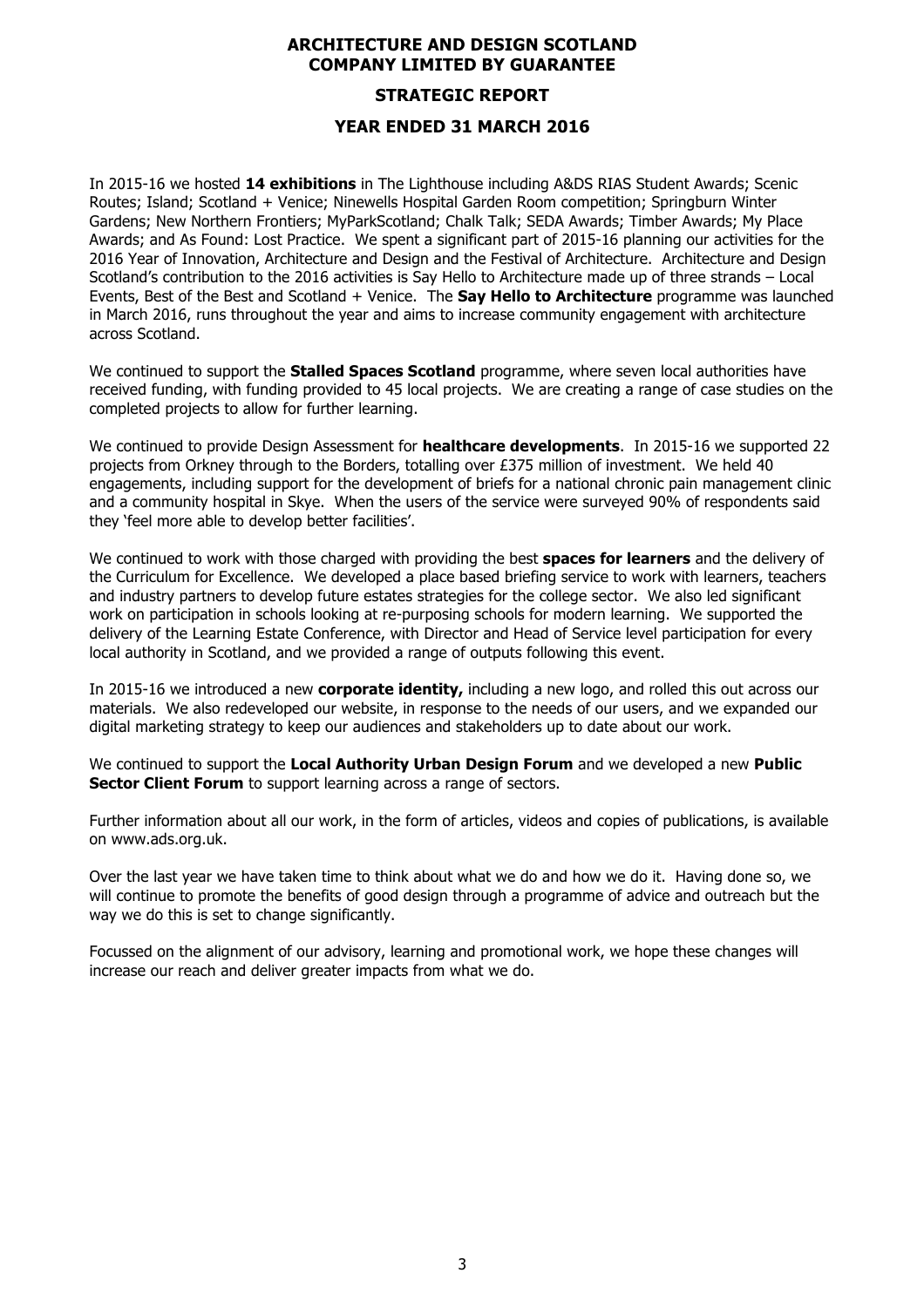**ARCHITECTURE AND DESIGN SCOTLAND**
**COMPANY LIMITED BY GUARANTEE**

## STRATEGIC REPORT

## YEAR ENDED 31 MARCH 2016

In 2015-16 we hosted **14 exhibitions** in The Lighthouse including A&DS RIAS Student Awards; Scenic Routes; Island; Scotland + Venice; Ninewells Hospital Garden Room competition; Springburn Winter Gardens; New Northern Frontiers; MyParkScotland; Chalk Talk; SEDA Awards; Timber Awards; My Place Awards; and As Found: Lost Practice. We spent a significant part of 2015-16 planning our activities for the 2016 Year of Innovation, Architecture and Design and the Festival of Architecture. Architecture and Design Scotland's contribution to the 2016 activities is Say Hello to Architecture made up of three strands – Local Events, Best of the Best and Scotland + Venice. The **Say Hello to Architecture** programme was launched in March 2016, runs throughout the year and aims to increase community engagement with architecture across Scotland.

We continued to support the **Stalled Spaces Scotland** programme, where seven local authorities have received funding, with funding provided to 45 local projects. We are creating a range of case studies on the completed projects to allow for further learning.

We continued to provide Design Assessment for **healthcare developments**. In 2015-16 we supported 22 projects from Orkney through to the Borders, totalling over £375 million of investment. We held 40 engagements, including support for the development of briefs for a national chronic pain management clinic and a community hospital in Skye. When the users of the service were surveyed 90% of respondents said they 'feel more able to develop better facilities'.

We continued to work with those charged with providing the best **spaces for learners** and the delivery of the Curriculum for Excellence. We developed a place based briefing service to work with learners, teachers and industry partners to develop future estates strategies for the college sector. We also led significant work on participation in schools looking at re-purposing schools for modern learning. We supported the delivery of the Learning Estate Conference, with Director and Head of Service level participation for every local authority in Scotland, and we provided a range of outputs following this event.

In 2015-16 we introduced a new **corporate identity,** including a new logo, and rolled this out across our materials. We also redeveloped our website, in response to the needs of our users, and we expanded our digital marketing strategy to keep our audiences and stakeholders up to date about our work.

We continued to support the **Local Authority Urban Design Forum** and we developed a new **Public Sector Client Forum** to support learning across a range of sectors.

Further information about all our work, in the form of articles, videos and copies of publications, is available on www.ads.org.uk.

Over the last year we have taken time to think about what we do and how we do it. Having done so, we will continue to promote the benefits of good design through a programme of advice and outreach but the way we do this is set to change significantly.

Focussed on the alignment of our advisory, learning and promotional work, we hope these changes will increase our reach and deliver greater impacts from what we do.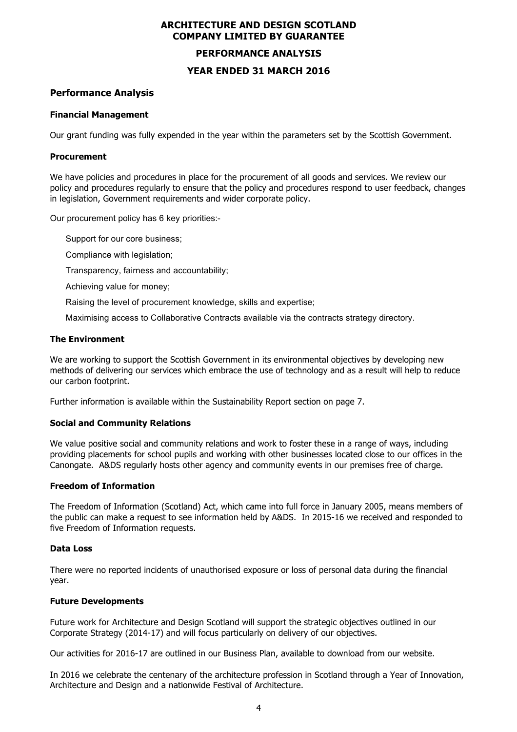# ARCHITECTURE AND DESIGN SCOTLAND
# COMPANY LIMITED BY GUARANTEE

## PERFORMANCE ANALYSIS

## YEAR ENDED 31 MARCH 2016

## Performance Analysis

### Financial Management

Our grant funding was fully expended in the year within the parameters set by the Scottish Government.

### Procurement

We have policies and procedures in place for the procurement of all goods and services. We review our policy and procedures regularly to ensure that the policy and procedures respond to user feedback, changes in legislation, Government requirements and wider corporate policy.

Our procurement policy has 6 key priorities:-

- Support for our core business;
- Compliance with legislation;
- Transparency, fairness and accountability;
- Achieving value for money;
- Raising the level of procurement knowledge, skills and expertise;
- Maximising access to Collaborative Contracts available via the contracts strategy directory.

### The Environment

We are working to support the Scottish Government in its environmental objectives by developing new methods of delivering our services which embrace the use of technology and as a result will help to reduce our carbon footprint.

Further information is available within the Sustainability Report section on page 7.

### Social and Community Relations

We value positive social and community relations and work to foster these in a range of ways, including providing placements for school pupils and working with other businesses located close to our offices in the Canongate. A&DS regularly hosts other agency and community events in our premises free of charge.

### Freedom of Information

The Freedom of Information (Scotland) Act, which came into full force in January 2005, means members of the public can make a request to see information held by A&DS. In 2015-16 we received and responded to five Freedom of Information requests.

### Data Loss

There were no reported incidents of unauthorised exposure or loss of personal data during the financial year.

### Future Developments

Future work for Architecture and Design Scotland will support the strategic objectives outlined in our Corporate Strategy (2014-17) and will focus particularly on delivery of our objectives.

Our activities for 2016-17 are outlined in our Business Plan, available to download from our website.

In 2016 we celebrate the centenary of the architecture profession in Scotland through a Year of Innovation, Architecture and Design and a nationwide Festival of Architecture.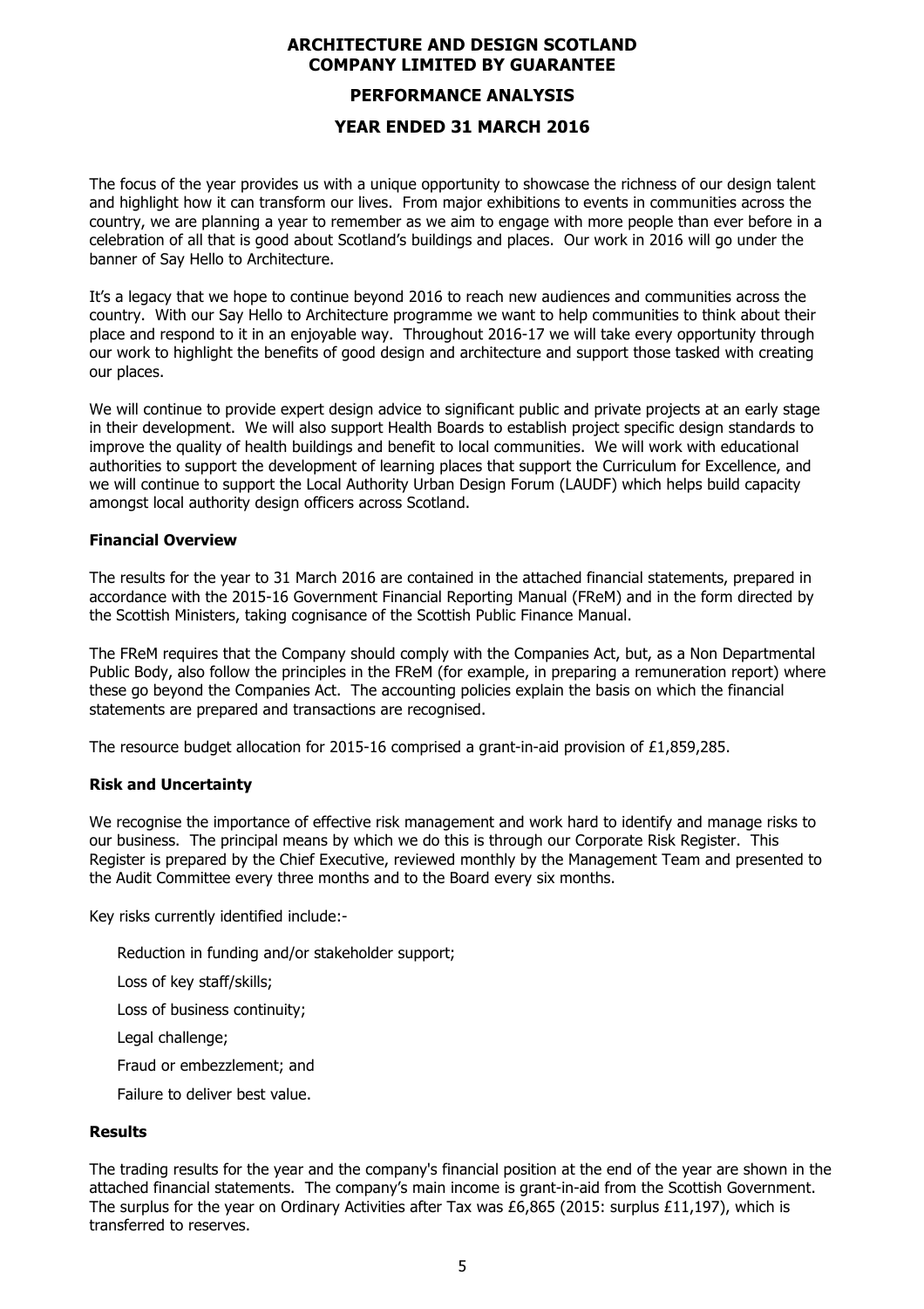# ARCHITECTURE AND DESIGN SCOTLAND
# COMPANY LIMITED BY GUARANTEE

## PERFORMANCE ANALYSIS

## YEAR ENDED 31 MARCH 2016

The focus of the year provides us with a unique opportunity to showcase the richness of our design talent and highlight how it can transform our lives. From major exhibitions to events in communities across the country, we are planning a year to remember as we aim to engage with more people than ever before in a celebration of all that is good about Scotland's buildings and places. Our work in 2016 will go under the banner of Say Hello to Architecture.

It's a legacy that we hope to continue beyond 2016 to reach new audiences and communities across the country. With our Say Hello to Architecture programme we want to help communities to think about their place and respond to it in an enjoyable way. Throughout 2016-17 we will take every opportunity through our work to highlight the benefits of good design and architecture and support those tasked with creating our places.

We will continue to provide expert design advice to significant public and private projects at an early stage in their development. We will also support Health Boards to establish project specific design standards to improve the quality of health buildings and benefit to local communities. We will work with educational authorities to support the development of learning places that support the Curriculum for Excellence, and we will continue to support the Local Authority Urban Design Forum (LAUDF) which helps build capacity amongst local authority design officers across Scotland.

### Financial Overview

The results for the year to 31 March 2016 are contained in the attached financial statements, prepared in accordance with the 2015-16 Government Financial Reporting Manual (FReM) and in the form directed by the Scottish Ministers, taking cognisance of the Scottish Public Finance Manual.

The FReM requires that the Company should comply with the Companies Act, but, as a Non Departmental Public Body, also follow the principles in the FReM (for example, in preparing a remuneration report) where these go beyond the Companies Act. The accounting policies explain the basis on which the financial statements are prepared and transactions are recognised.

The resource budget allocation for 2015-16 comprised a grant-in-aid provision of £1,859,285.

### Risk and Uncertainty

We recognise the importance of effective risk management and work hard to identify and manage risks to our business. The principal means by which we do this is through our Corporate Risk Register. This Register is prepared by the Chief Executive, reviewed monthly by the Management Team and presented to the Audit Committee every three months and to the Board every six months.

Key risks currently identified include:-

- Reduction in funding and/or stakeholder support;
- Loss of key staff/skills;
- Loss of business continuity;
- Legal challenge;
- Fraud or embezzlement; and
- Failure to deliver best value.

### Results

The trading results for the year and the company's financial position at the end of the year are shown in the attached financial statements. The company's main income is grant-in-aid from the Scottish Government. The surplus for the year on Ordinary Activities after Tax was £6,865 (2015: surplus £11,197), which is transferred to reserves.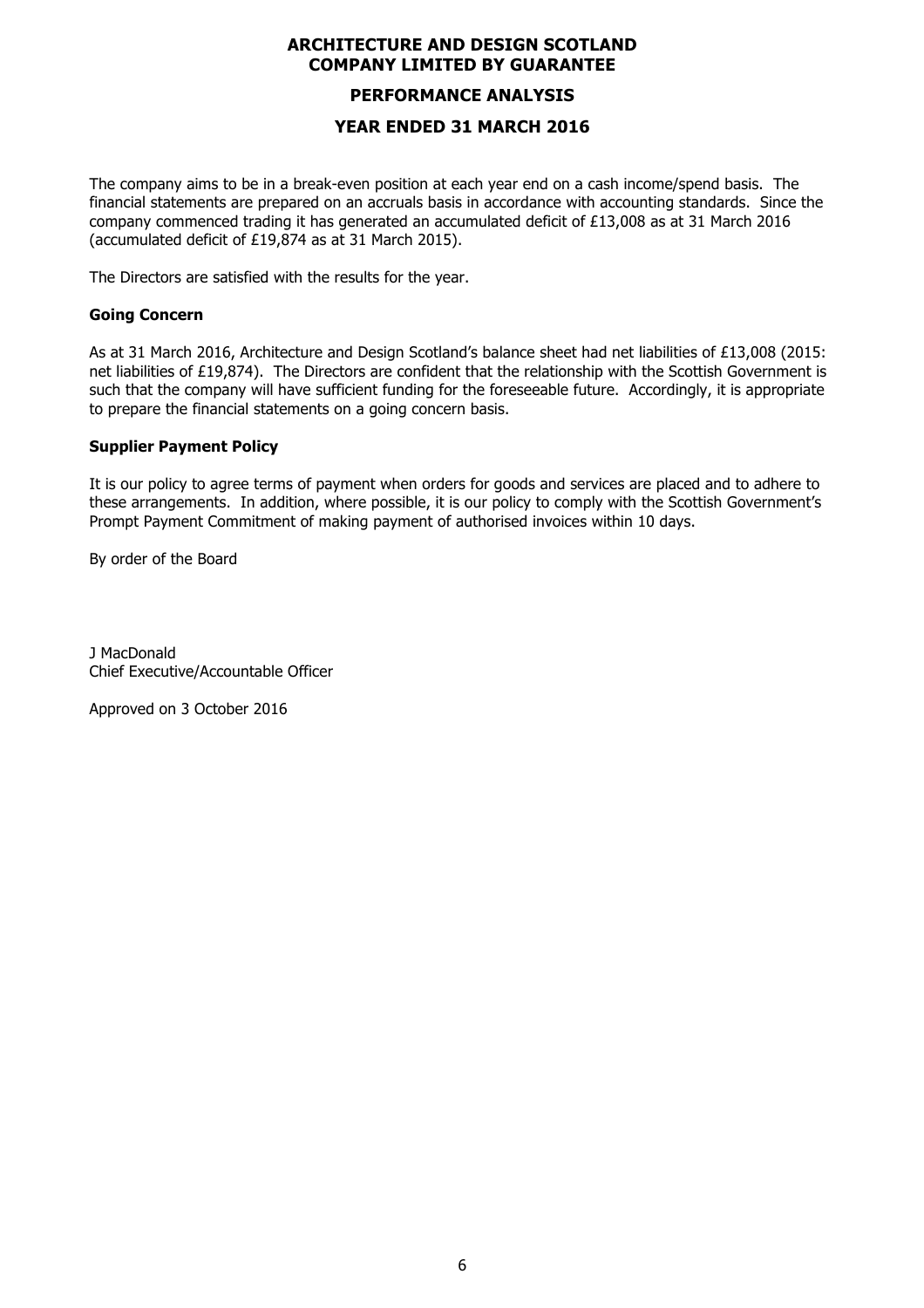# ARCHITECTURE AND DESIGN SCOTLAND
# COMPANY LIMITED BY GUARANTEE

## PERFORMANCE ANALYSIS

## YEAR ENDED 31 MARCH 2016

The company aims to be in a break-even position at each year end on a cash income/spend basis. The financial statements are prepared on an accruals basis in accordance with accounting standards. Since the company commenced trading it has generated an accumulated deficit of £13,008 as at 31 March 2016 (accumulated deficit of £19,874 as at 31 March 2015).

The Directors are satisfied with the results for the year.

**Going Concern**

As at 31 March 2016, Architecture and Design Scotland's balance sheet had net liabilities of £13,008 (2015: net liabilities of £19,874). The Directors are confident that the relationship with the Scottish Government is such that the company will have sufficient funding for the foreseeable future. Accordingly, it is appropriate to prepare the financial statements on a going concern basis.

**Supplier Payment Policy**

It is our policy to agree terms of payment when orders for goods and services are placed and to adhere to these arrangements. In addition, where possible, it is our policy to comply with the Scottish Government's Prompt Payment Commitment of making payment of authorised invoices within 10 days.

By order of the Board

J MacDonald
Chief Executive/Accountable Officer

Approved on 3 October 2016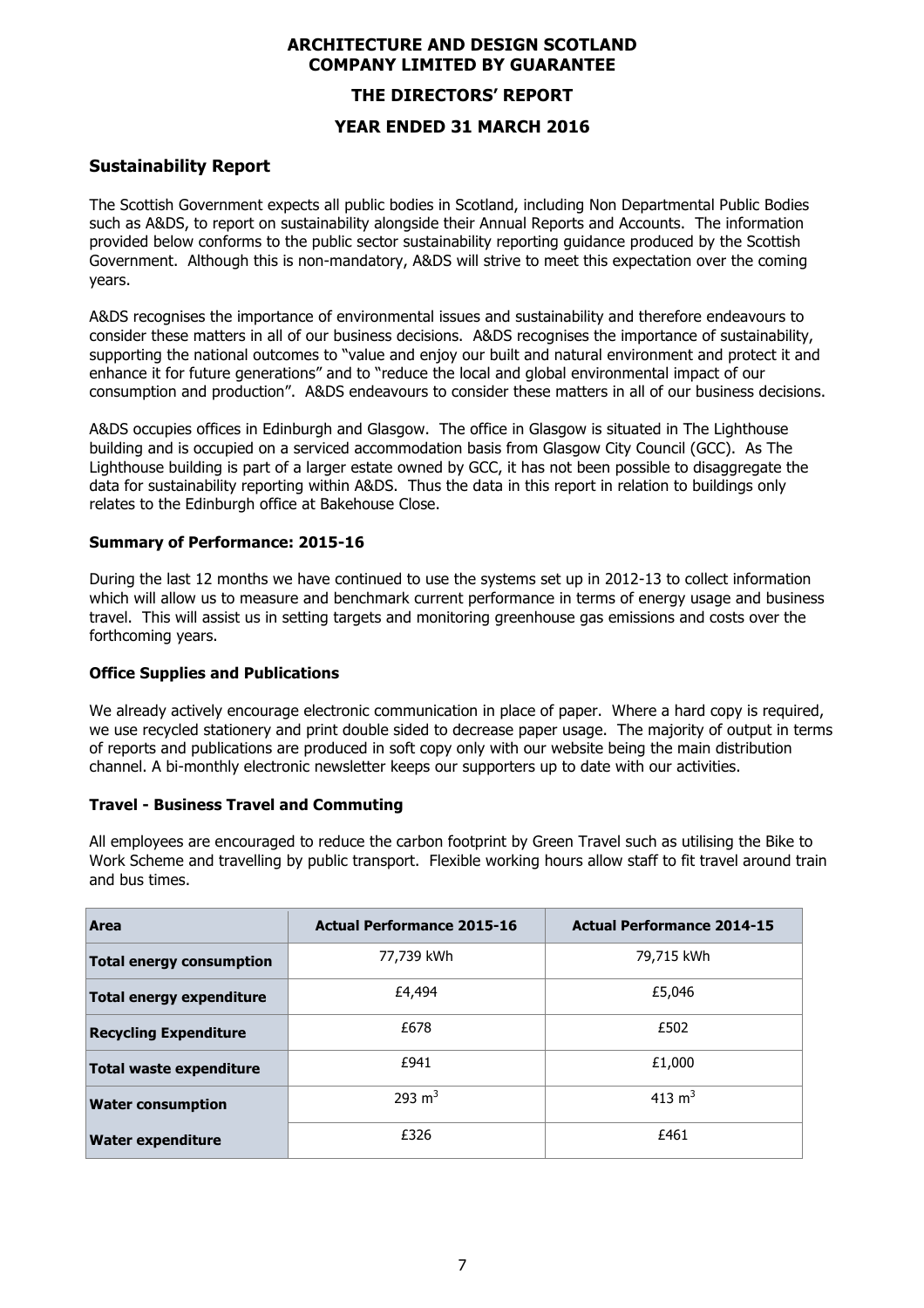**ARCHITECTURE AND DESIGN SCOTLAND**
**COMPANY LIMITED BY GUARANTEE**

**THE DIRECTORS' REPORT**

**YEAR ENDED 31 MARCH 2016**

## Sustainability Report

The Scottish Government expects all public bodies in Scotland, including Non Departmental Public Bodies such as A&DS, to report on sustainability alongside their Annual Reports and Accounts. The information provided below conforms to the public sector sustainability reporting guidance produced by the Scottish Government. Although this is non-mandatory, A&DS will strive to meet this expectation over the coming years.

A&DS recognises the importance of environmental issues and sustainability and therefore endeavours to consider these matters in all of our business decisions. A&DS recognises the importance of sustainability, supporting the national outcomes to "value and enjoy our built and natural environment and protect it and enhance it for future generations" and to "reduce the local and global environmental impact of our consumption and production". A&DS endeavours to consider these matters in all of our business decisions.

A&DS occupies offices in Edinburgh and Glasgow. The office in Glasgow is situated in The Lighthouse building and is occupied on a serviced accommodation basis from Glasgow City Council (GCC). As The Lighthouse building is part of a larger estate owned by GCC, it has not been possible to disaggregate the data for sustainability reporting within A&DS. Thus the data in this report in relation to buildings only relates to the Edinburgh office at Bakehouse Close.

### Summary of Performance: 2015-16

During the last 12 months we have continued to use the systems set up in 2012-13 to collect information which will allow us to measure and benchmark current performance in terms of energy usage and business travel. This will assist us in setting targets and monitoring greenhouse gas emissions and costs over the forthcoming years.

### Office Supplies and Publications

We already actively encourage electronic communication in place of paper. Where a hard copy is required, we use recycled stationery and print double sided to decrease paper usage. The majority of output in terms of reports and publications are produced in soft copy only with our website being the main distribution channel. A bi-monthly electronic newsletter keeps our supporters up to date with our activities.

### Travel - Business Travel and Commuting

All employees are encouraged to reduce the carbon footprint by Green Travel such as utilising the Bike to Work Scheme and travelling by public transport. Flexible working hours allow staff to fit travel around train and bus times.

| Area | Actual Performance 2015-16 | Actual Performance 2014-15 |
|---|---|---|
| **Total energy consumption** | 77,739 kWh | 79,715 kWh |
| **Total energy expenditure** | £4,494 | £5,046 |
| **Recycling Expenditure** | £678 | £502 |
| **Total waste expenditure** | £941 | £1,000 |
| **Water consumption** | 293 $m^3$ | 413 $m^3$ |
| **Water expenditure** | £326 | £461 |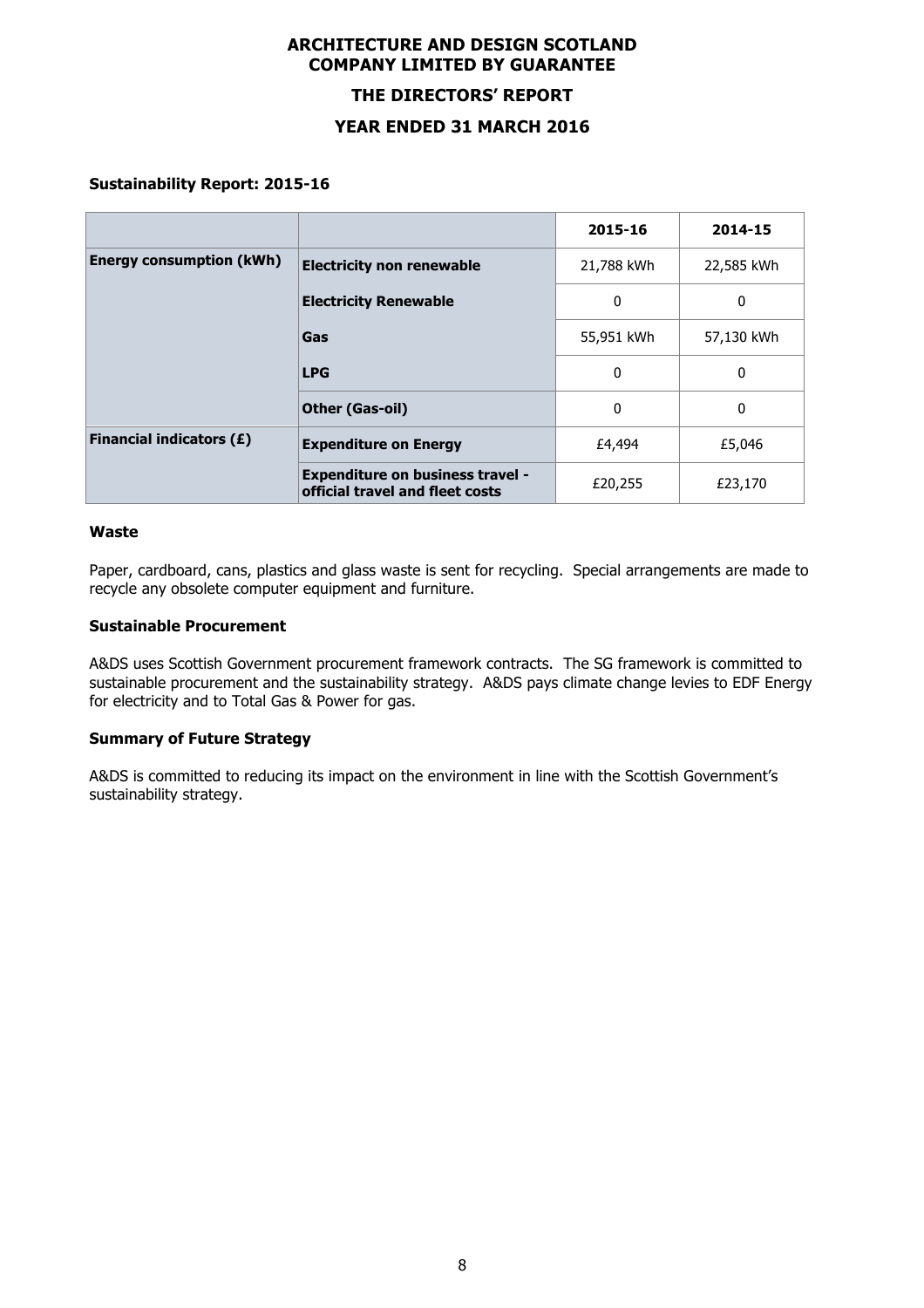# ARCHITECTURE AND DESIGN SCOTLAND
# COMPANY LIMITED BY GUARANTEE

## THE DIRECTORS' REPORT

## YEAR ENDED 31 MARCH 2016

### Sustainability Report: 2015-16

| | | 2015-16 | 2014-15 |
|---|---|---|---|
| **Energy consumption (kWh)** | **Electricity non renewable** | 21,788 kWh | 22,585 kWh |
| | **Electricity Renewable** | 0 | 0 |
| | **Gas** | 55,951 kWh | 57,130 kWh |
| | **LPG** | 0 | 0 |
| | **Other (Gas-oil)** | 0 | 0 |
| **Financial indicators (£)** | **Expenditure on Energy** | £4,494 | £5,046 |
| | **Expenditure on business travel - official travel and fleet costs** | £20,255 | £23,170 |

### Waste

Paper, cardboard, cans, plastics and glass waste is sent for recycling. Special arrangements are made to recycle any obsolete computer equipment and furniture.

### Sustainable Procurement

A&DS uses Scottish Government procurement framework contracts. The SG framework is committed to sustainable procurement and the sustainability strategy. A&DS pays climate change levies to EDF Energy for electricity and to Total Gas & Power for gas.

### Summary of Future Strategy

A&DS is committed to reducing its impact on the environment in line with the Scottish Government's sustainability strategy.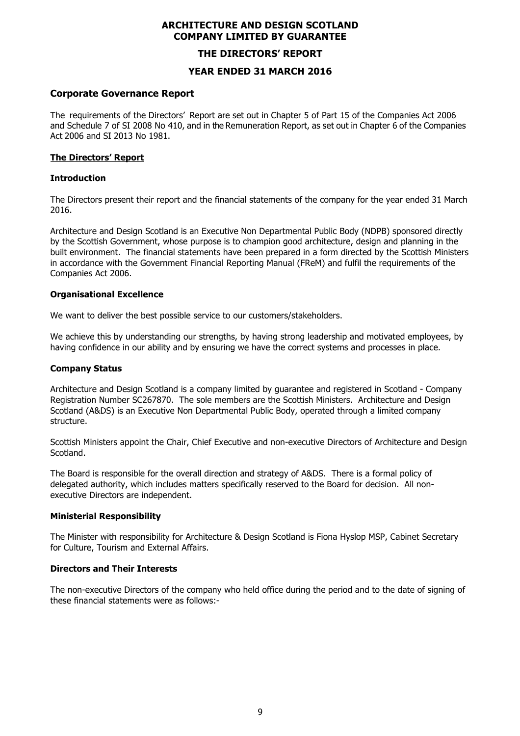# ARCHITECTURE AND DESIGN SCOTLAND COMPANY LIMITED BY GUARANTEE

## THE DIRECTORS' REPORT

## YEAR ENDED 31 MARCH 2016

## Corporate Governance Report

The requirements of the Directors' Report are set out in Chapter 5 of Part 15 of the Companies Act 2006 and Schedule 7 of SI 2008 No 410, and in the Remuneration Report, as set out in Chapter 6 of the Companies Act 2006 and SI 2013 No 1981.

**The Directors' Report**

### Introduction

The Directors present their report and the financial statements of the company for the year ended 31 March 2016.

Architecture and Design Scotland is an Executive Non Departmental Public Body (NDPB) sponsored directly by the Scottish Government, whose purpose is to champion good architecture, design and planning in the built environment. The financial statements have been prepared in a form directed by the Scottish Ministers in accordance with the Government Financial Reporting Manual (FReM) and fulfil the requirements of the Companies Act 2006.

### Organisational Excellence

We want to deliver the best possible service to our customers/stakeholders.

We achieve this by understanding our strengths, by having strong leadership and motivated employees, by having confidence in our ability and by ensuring we have the correct systems and processes in place.

### Company Status

Architecture and Design Scotland is a company limited by guarantee and registered in Scotland - Company Registration Number SC267870. The sole members are the Scottish Ministers. Architecture and Design Scotland (A&DS) is an Executive Non Departmental Public Body, operated through a limited company structure.

Scottish Ministers appoint the Chair, Chief Executive and non-executive Directors of Architecture and Design Scotland.

The Board is responsible for the overall direction and strategy of A&DS. There is a formal policy of delegated authority, which includes matters specifically reserved to the Board for decision. All non-executive Directors are independent.

### Ministerial Responsibility

The Minister with responsibility for Architecture & Design Scotland is Fiona Hyslop MSP, Cabinet Secretary for Culture, Tourism and External Affairs.

### Directors and Their Interests

The non-executive Directors of the company who held office during the period and to the date of signing of these financial statements were as follows:-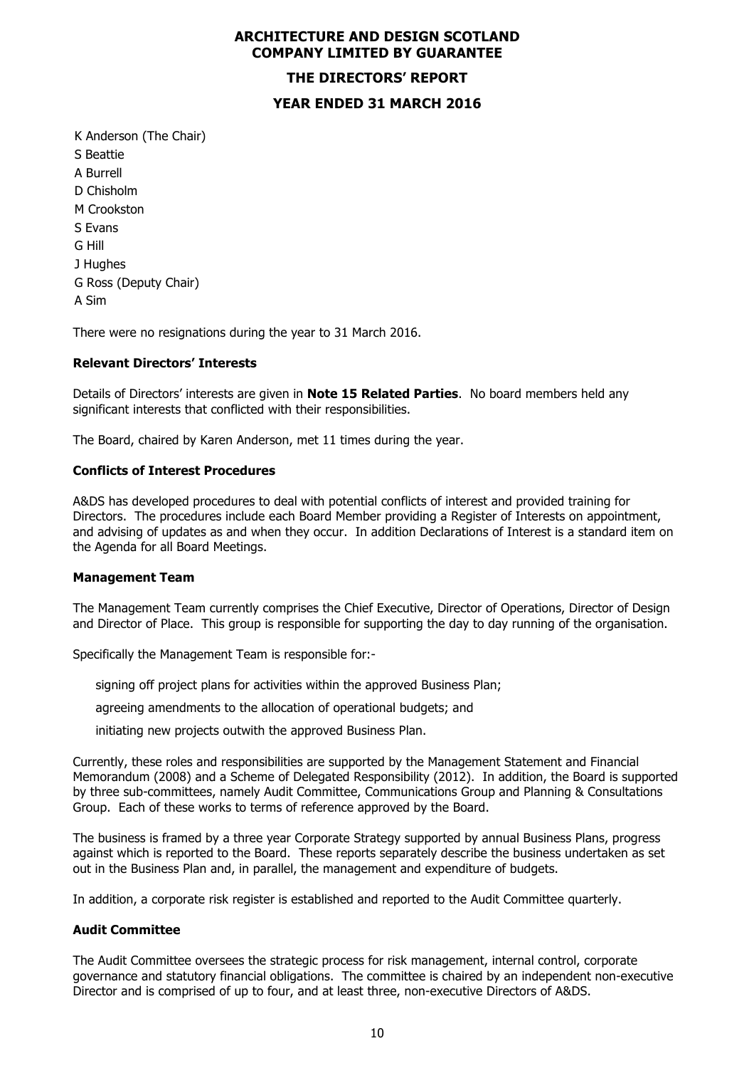# ARCHITECTURE AND DESIGN SCOTLAND
# COMPANY LIMITED BY GUARANTEE

## THE DIRECTORS' REPORT

## YEAR ENDED 31 MARCH 2016

K Anderson (The Chair)
S Beattie
A Burrell
D Chisholm
M Crookston
S Evans
G Hill
J Hughes
G Ross (Deputy Chair)
A Sim

There were no resignations during the year to 31 March 2016.

### Relevant Directors' Interests

Details of Directors' interests are given in **Note 15 Related Parties**. No board members held any significant interests that conflicted with their responsibilities.

The Board, chaired by Karen Anderson, met 11 times during the year.

### Conflicts of Interest Procedures

A&DS has developed procedures to deal with potential conflicts of interest and provided training for Directors. The procedures include each Board Member providing a Register of Interests on appointment, and advising of updates as and when they occur. In addition Declarations of Interest is a standard item on the Agenda for all Board Meetings.

### Management Team

The Management Team currently comprises the Chief Executive, Director of Operations, Director of Design and Director of Place. This group is responsible for supporting the day to day running of the organisation.

Specifically the Management Team is responsible for:-

- signing off project plans for activities within the approved Business Plan;
- agreeing amendments to the allocation of operational budgets; and
- initiating new projects outwith the approved Business Plan.

Currently, these roles and responsibilities are supported by the Management Statement and Financial Memorandum (2008) and a Scheme of Delegated Responsibility (2012). In addition, the Board is supported by three sub-committees, namely Audit Committee, Communications Group and Planning & Consultations Group. Each of these works to terms of reference approved by the Board.

The business is framed by a three year Corporate Strategy supported by annual Business Plans, progress against which is reported to the Board. These reports separately describe the business undertaken as set out in the Business Plan and, in parallel, the management and expenditure of budgets.

In addition, a corporate risk register is established and reported to the Audit Committee quarterly.

### Audit Committee

The Audit Committee oversees the strategic process for risk management, internal control, corporate governance and statutory financial obligations. The committee is chaired by an independent non-executive Director and is comprised of up to four, and at least three, non-executive Directors of A&DS.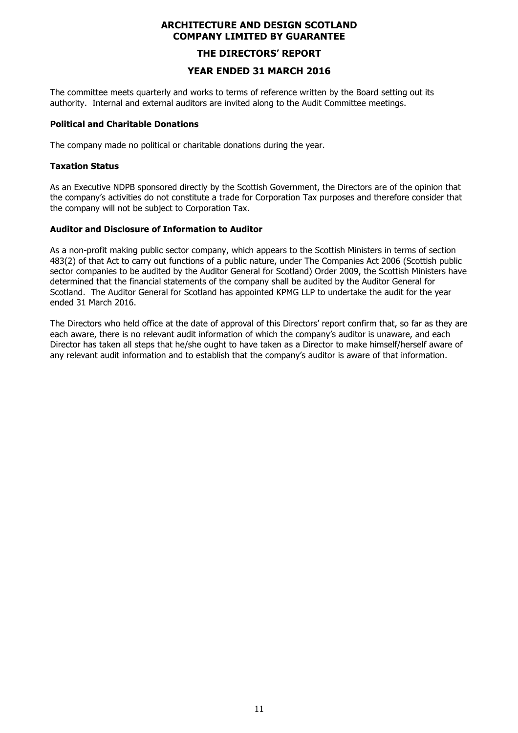The committee meets quarterly and works to terms of reference written by the Board setting out its authority. Internal and external auditors are invited along to the Audit Committee meetings.

**Political and Charitable Donations**

The company made no political or charitable donations during the year.

**Taxation Status**

As an Executive NDPB sponsored directly by the Scottish Government, the Directors are of the opinion that the company's activities do not constitute a trade for Corporation Tax purposes and therefore consider that the company will not be subject to Corporation Tax.

**Auditor and Disclosure of Information to Auditor**

As a non-profit making public sector company, which appears to the Scottish Ministers in terms of section 483(2) of that Act to carry out functions of a public nature, under The Companies Act 2006 (Scottish public sector companies to be audited by the Auditor General for Scotland) Order 2009, the Scottish Ministers have determined that the financial statements of the company shall be audited by the Auditor General for Scotland. The Auditor General for Scotland has appointed KPMG LLP to undertake the audit for the year ended 31 March 2016.

The Directors who held office at the date of approval of this Directors' report confirm that, so far as they are each aware, there is no relevant audit information of which the company's auditor is unaware, and each Director has taken all steps that he/she ought to have taken as a Director to make himself/herself aware of any relevant audit information and to establish that the company's auditor is aware of that information.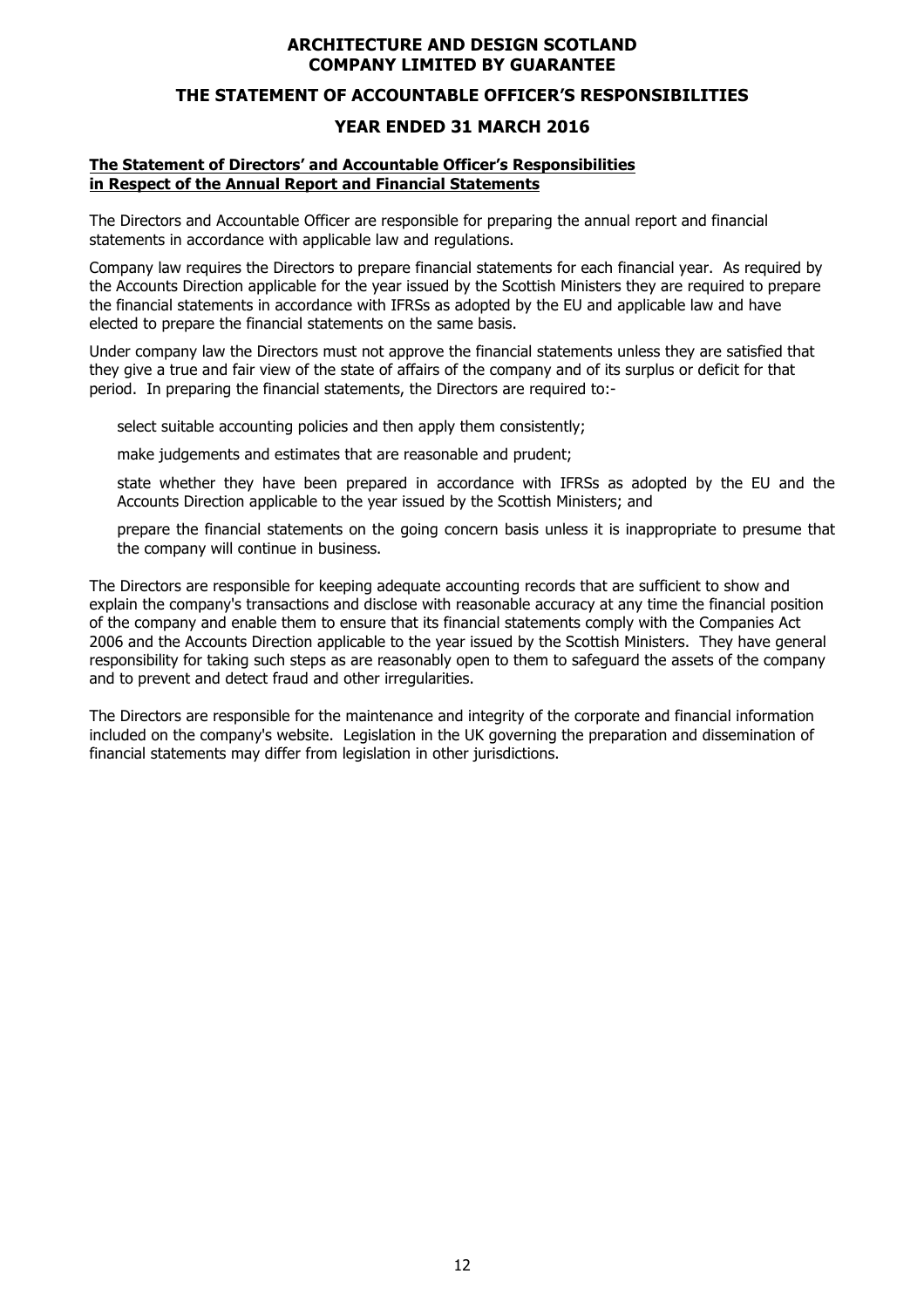# ARCHITECTURE AND DESIGN SCOTLAND
# COMPANY LIMITED BY GUARANTEE

## THE STATEMENT OF ACCOUNTABLE OFFICER'S RESPONSIBILITIES

## YEAR ENDED 31 MARCH 2016

**The Statement of Directors' and Accountable Officer's Responsibilities in Respect of the Annual Report and Financial Statements**

The Directors and Accountable Officer are responsible for preparing the annual report and financial statements in accordance with applicable law and regulations.

Company law requires the Directors to prepare financial statements for each financial year. As required by the Accounts Direction applicable for the year issued by the Scottish Ministers they are required to prepare the financial statements in accordance with IFRSs as adopted by the EU and applicable law and have elected to prepare the financial statements on the same basis.

Under company law the Directors must not approve the financial statements unless they are satisfied that they give a true and fair view of the state of affairs of the company and of its surplus or deficit for that period. In preparing the financial statements, the Directors are required to:-

- select suitable accounting policies and then apply them consistently;
- make judgements and estimates that are reasonable and prudent;
- state whether they have been prepared in accordance with IFRSs as adopted by the EU and the Accounts Direction applicable to the year issued by the Scottish Ministers; and
- prepare the financial statements on the going concern basis unless it is inappropriate to presume that the company will continue in business.

The Directors are responsible for keeping adequate accounting records that are sufficient to show and explain the company's transactions and disclose with reasonable accuracy at any time the financial position of the company and enable them to ensure that its financial statements comply with the Companies Act 2006 and the Accounts Direction applicable to the year issued by the Scottish Ministers. They have general responsibility for taking such steps as are reasonably open to them to safeguard the assets of the company and to prevent and detect fraud and other irregularities.

The Directors are responsible for the maintenance and integrity of the corporate and financial information included on the company's website. Legislation in the UK governing the preparation and dissemination of financial statements may differ from legislation in other jurisdictions.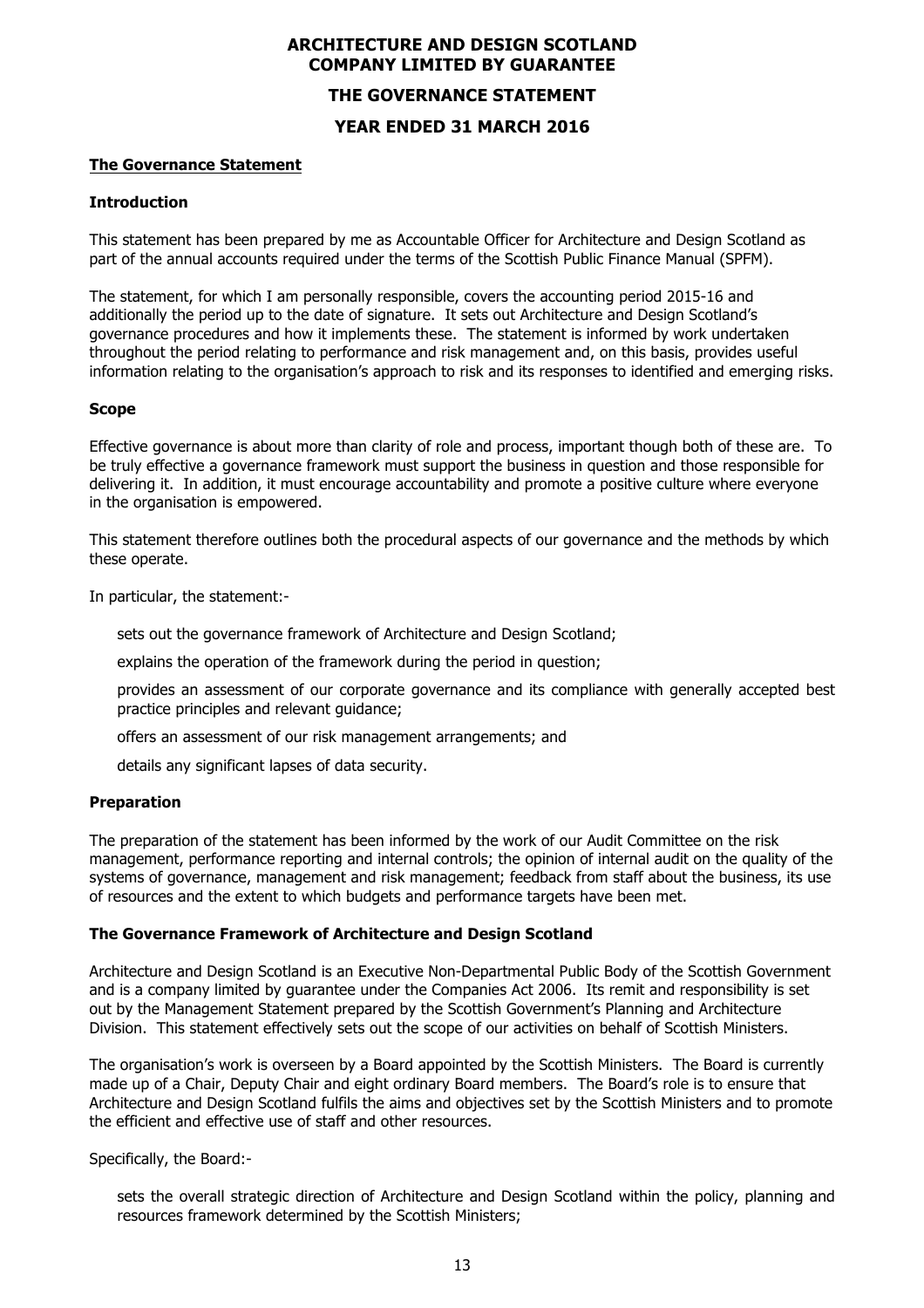# ARCHITECTURE AND DESIGN SCOTLAND COMPANY LIMITED BY GUARANTEE

## THE GOVERNANCE STATEMENT

## YEAR ENDED 31 MARCH 2016

**The Governance Statement**

### Introduction

This statement has been prepared by me as Accountable Officer for Architecture and Design Scotland as part of the annual accounts required under the terms of the Scottish Public Finance Manual (SPFM).

The statement, for which I am personally responsible, covers the accounting period 2015-16 and additionally the period up to the date of signature. It sets out Architecture and Design Scotland's governance procedures and how it implements these. The statement is informed by work undertaken throughout the period relating to performance and risk management and, on this basis, provides useful information relating to the organisation's approach to risk and its responses to identified and emerging risks.

### Scope

Effective governance is about more than clarity of role and process, important though both of these are. To be truly effective a governance framework must support the business in question and those responsible for delivering it. In addition, it must encourage accountability and promote a positive culture where everyone in the organisation is empowered.

This statement therefore outlines both the procedural aspects of our governance and the methods by which these operate.

In particular, the statement:-

- sets out the governance framework of Architecture and Design Scotland;
- explains the operation of the framework during the period in question;
- provides an assessment of our corporate governance and its compliance with generally accepted best practice principles and relevant guidance;
- offers an assessment of our risk management arrangements; and
- details any significant lapses of data security.

### Preparation

The preparation of the statement has been informed by the work of our Audit Committee on the risk management, performance reporting and internal controls; the opinion of internal audit on the quality of the systems of governance, management and risk management; feedback from staff about the business, its use of resources and the extent to which budgets and performance targets have been met.

### The Governance Framework of Architecture and Design Scotland

Architecture and Design Scotland is an Executive Non-Departmental Public Body of the Scottish Government and is a company limited by guarantee under the Companies Act 2006. Its remit and responsibility is set out by the Management Statement prepared by the Scottish Government's Planning and Architecture Division. This statement effectively sets out the scope of our activities on behalf of Scottish Ministers.

The organisation's work is overseen by a Board appointed by the Scottish Ministers. The Board is currently made up of a Chair, Deputy Chair and eight ordinary Board members. The Board's role is to ensure that Architecture and Design Scotland fulfils the aims and objectives set by the Scottish Ministers and to promote the efficient and effective use of staff and other resources.

Specifically, the Board:-

- sets the overall strategic direction of Architecture and Design Scotland within the policy, planning and resources framework determined by the Scottish Ministers;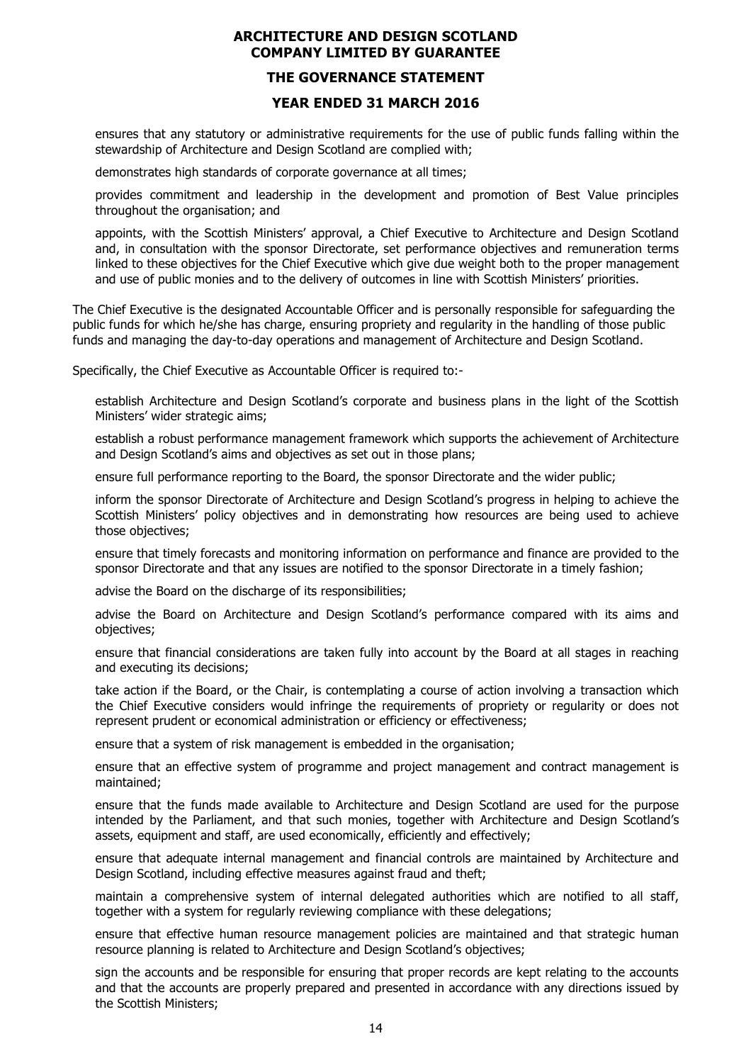ensures that any statutory or administrative requirements for the use of public funds falling within the stewardship of Architecture and Design Scotland are complied with;

demonstrates high standards of corporate governance at all times;

provides commitment and leadership in the development and promotion of Best Value principles throughout the organisation; and

appoints, with the Scottish Ministers' approval, a Chief Executive to Architecture and Design Scotland and, in consultation with the sponsor Directorate, set performance objectives and remuneration terms linked to these objectives for the Chief Executive which give due weight both to the proper management and use of public monies and to the delivery of outcomes in line with Scottish Ministers' priorities.

The Chief Executive is the designated Accountable Officer and is personally responsible for safeguarding the public funds for which he/she has charge, ensuring propriety and regularity in the handling of those public funds and managing the day-to-day operations and management of Architecture and Design Scotland.

Specifically, the Chief Executive as Accountable Officer is required to:-

establish Architecture and Design Scotland's corporate and business plans in the light of the Scottish Ministers' wider strategic aims;

establish a robust performance management framework which supports the achievement of Architecture and Design Scotland's aims and objectives as set out in those plans;

ensure full performance reporting to the Board, the sponsor Directorate and the wider public;

inform the sponsor Directorate of Architecture and Design Scotland's progress in helping to achieve the Scottish Ministers' policy objectives and in demonstrating how resources are being used to achieve those objectives;

ensure that timely forecasts and monitoring information on performance and finance are provided to the sponsor Directorate and that any issues are notified to the sponsor Directorate in a timely fashion;

advise the Board on the discharge of its responsibilities;

advise the Board on Architecture and Design Scotland's performance compared with its aims and objectives;

ensure that financial considerations are taken fully into account by the Board at all stages in reaching and executing its decisions;

take action if the Board, or the Chair, is contemplating a course of action involving a transaction which the Chief Executive considers would infringe the requirements of propriety or regularity or does not represent prudent or economical administration or efficiency or effectiveness;

ensure that a system of risk management is embedded in the organisation;

ensure that an effective system of programme and project management and contract management is maintained;

ensure that the funds made available to Architecture and Design Scotland are used for the purpose intended by the Parliament, and that such monies, together with Architecture and Design Scotland's assets, equipment and staff, are used economically, efficiently and effectively;

ensure that adequate internal management and financial controls are maintained by Architecture and Design Scotland, including effective measures against fraud and theft;

maintain a comprehensive system of internal delegated authorities which are notified to all staff, together with a system for regularly reviewing compliance with these delegations;

ensure that effective human resource management policies are maintained and that strategic human resource planning is related to Architecture and Design Scotland's objectives;

sign the accounts and be responsible for ensuring that proper records are kept relating to the accounts and that the accounts are properly prepared and presented in accordance with any directions issued by the Scottish Ministers;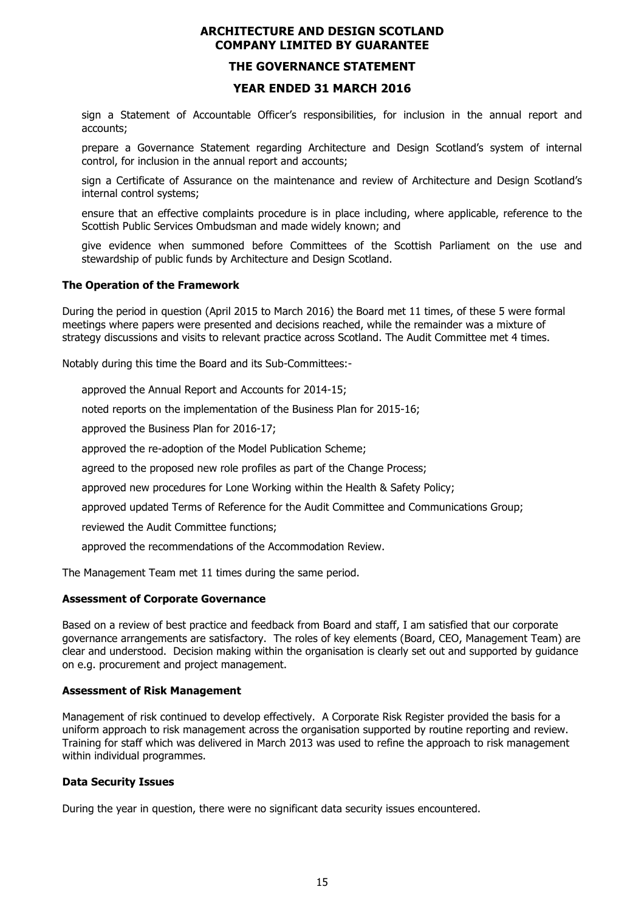sign a Statement of Accountable Officer's responsibilities, for inclusion in the annual report and accounts;

prepare a Governance Statement regarding Architecture and Design Scotland's system of internal control, for inclusion in the annual report and accounts;

sign a Certificate of Assurance on the maintenance and review of Architecture and Design Scotland's internal control systems;

ensure that an effective complaints procedure is in place including, where applicable, reference to the Scottish Public Services Ombudsman and made widely known; and

give evidence when summoned before Committees of the Scottish Parliament on the use and stewardship of public funds by Architecture and Design Scotland.

**The Operation of the Framework**

During the period in question (April 2015 to March 2016) the Board met 11 times, of these 5 were formal meetings where papers were presented and decisions reached, while the remainder was a mixture of strategy discussions and visits to relevant practice across Scotland. The Audit Committee met 4 times.

Notably during this time the Board and its Sub-Committees:-

approved the Annual Report and Accounts for 2014-15;

noted reports on the implementation of the Business Plan for 2015-16;

approved the Business Plan for 2016-17;

approved the re-adoption of the Model Publication Scheme;

agreed to the proposed new role profiles as part of the Change Process;

approved new procedures for Lone Working within the Health & Safety Policy;

approved updated Terms of Reference for the Audit Committee and Communications Group;

reviewed the Audit Committee functions;

approved the recommendations of the Accommodation Review.

The Management Team met 11 times during the same period.

**Assessment of Corporate Governance**

Based on a review of best practice and feedback from Board and staff, I am satisfied that our corporate governance arrangements are satisfactory. The roles of key elements (Board, CEO, Management Team) are clear and understood. Decision making within the organisation is clearly set out and supported by guidance on e.g. procurement and project management.

**Assessment of Risk Management**

Management of risk continued to develop effectively. A Corporate Risk Register provided the basis for a uniform approach to risk management across the organisation supported by routine reporting and review. Training for staff which was delivered in March 2013 was used to refine the approach to risk management within individual programmes.

**Data Security Issues**

During the year in question, there were no significant data security issues encountered.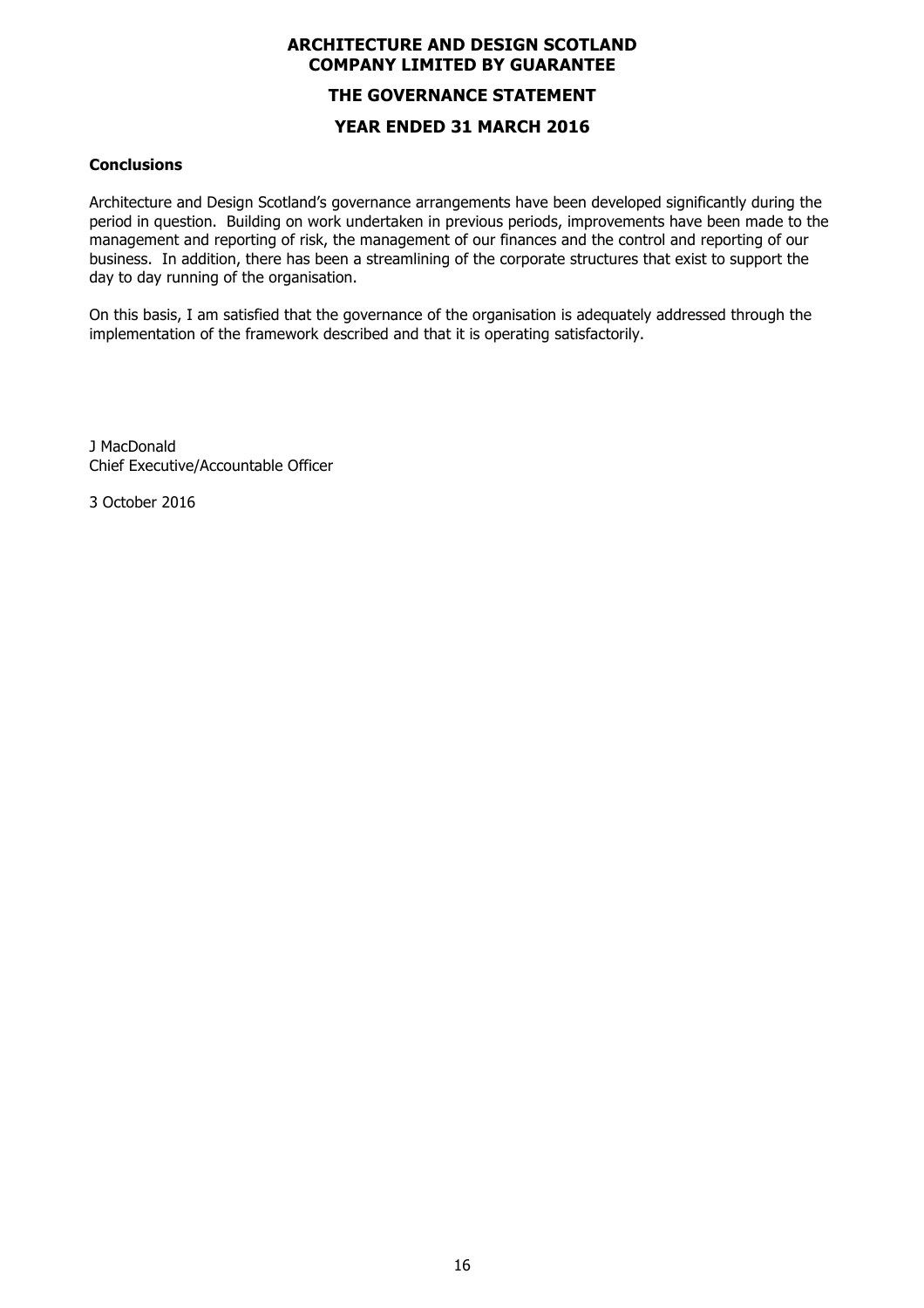**ARCHITECTURE AND DESIGN SCOTLAND**
**COMPANY LIMITED BY GUARANTEE**

**THE GOVERNANCE STATEMENT**

**YEAR ENDED 31 MARCH 2016**

**Conclusions**

Architecture and Design Scotland's governance arrangements have been developed significantly during the period in question. Building on work undertaken in previous periods, improvements have been made to the management and reporting of risk, the management of our finances and the control and reporting of our business. In addition, there has been a streamlining of the corporate structures that exist to support the day to day running of the organisation.

On this basis, I am satisfied that the governance of the organisation is adequately addressed through the implementation of the framework described and that it is operating satisfactorily.

J MacDonald
Chief Executive/Accountable Officer

3 October 2016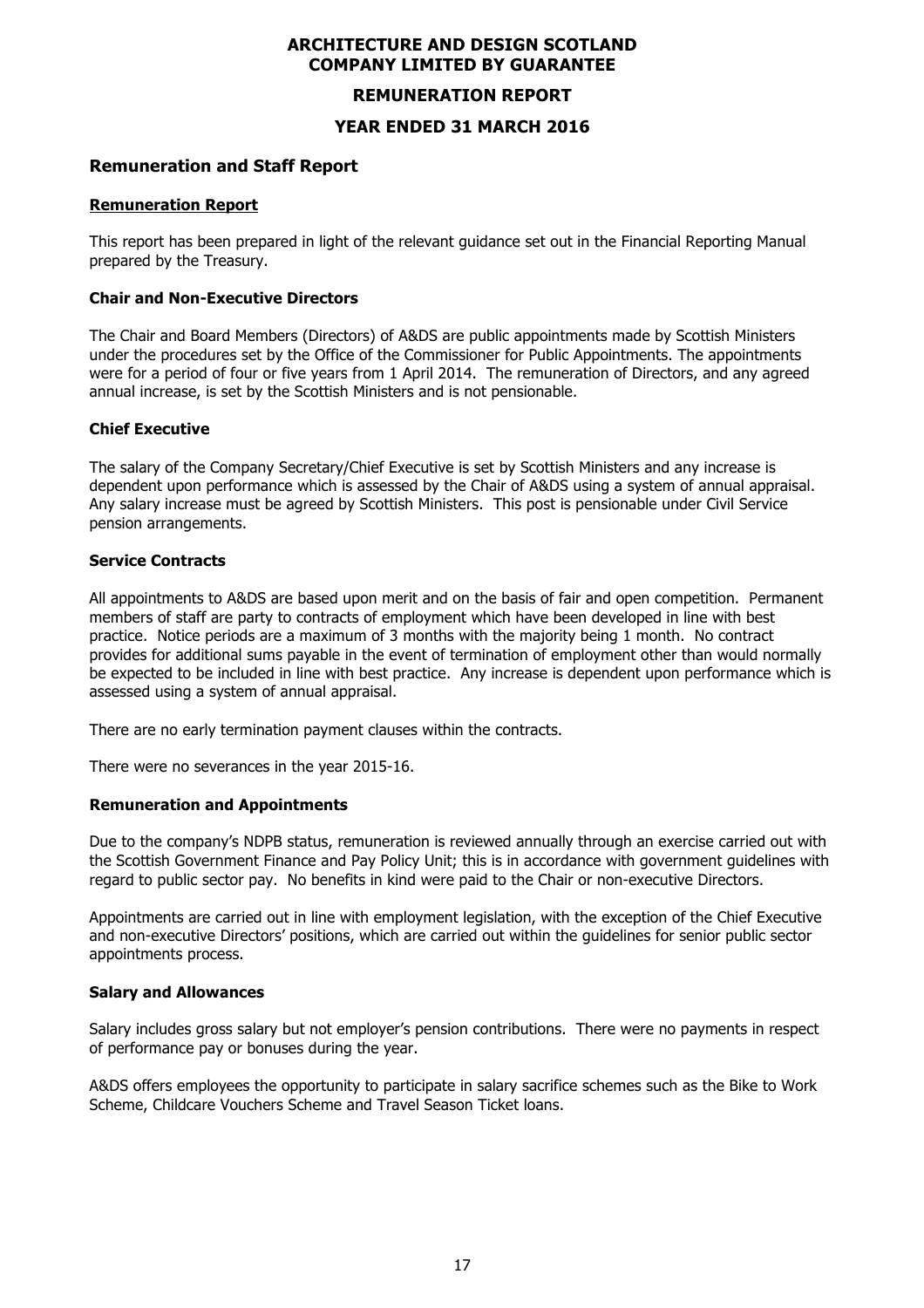# ARCHITECTURE AND DESIGN SCOTLAND
# COMPANY LIMITED BY GUARANTEE

## REMUNERATION REPORT

## YEAR ENDED 31 MARCH 2016

### Remuneration and Staff Report

**Remuneration Report**

This report has been prepared in light of the relevant guidance set out in the Financial Reporting Manual prepared by the Treasury.

#### Chair and Non-Executive Directors

The Chair and Board Members (Directors) of A&DS are public appointments made by Scottish Ministers under the procedures set by the Office of the Commissioner for Public Appointments. The appointments were for a period of four or five years from 1 April 2014. The remuneration of Directors, and any agreed annual increase, is set by the Scottish Ministers and is not pensionable.

#### Chief Executive

The salary of the Company Secretary/Chief Executive is set by Scottish Ministers and any increase is dependent upon performance which is assessed by the Chair of A&DS using a system of annual appraisal. Any salary increase must be agreed by Scottish Ministers. This post is pensionable under Civil Service pension arrangements.

#### Service Contracts

All appointments to A&DS are based upon merit and on the basis of fair and open competition. Permanent members of staff are party to contracts of employment which have been developed in line with best practice. Notice periods are a maximum of 3 months with the majority being 1 month. No contract provides for additional sums payable in the event of termination of employment other than would normally be expected to be included in line with best practice. Any increase is dependent upon performance which is assessed using a system of annual appraisal.

There are no early termination payment clauses within the contracts.

There were no severances in the year 2015-16.

#### Remuneration and Appointments

Due to the company's NDPB status, remuneration is reviewed annually through an exercise carried out with the Scottish Government Finance and Pay Policy Unit; this is in accordance with government guidelines with regard to public sector pay. No benefits in kind were paid to the Chair or non-executive Directors.

Appointments are carried out in line with employment legislation, with the exception of the Chief Executive and non-executive Directors' positions, which are carried out within the guidelines for senior public sector appointments process.

#### Salary and Allowances

Salary includes gross salary but not employer's pension contributions. There were no payments in respect of performance pay or bonuses during the year.

A&DS offers employees the opportunity to participate in salary sacrifice schemes such as the Bike to Work Scheme, Childcare Vouchers Scheme and Travel Season Ticket loans.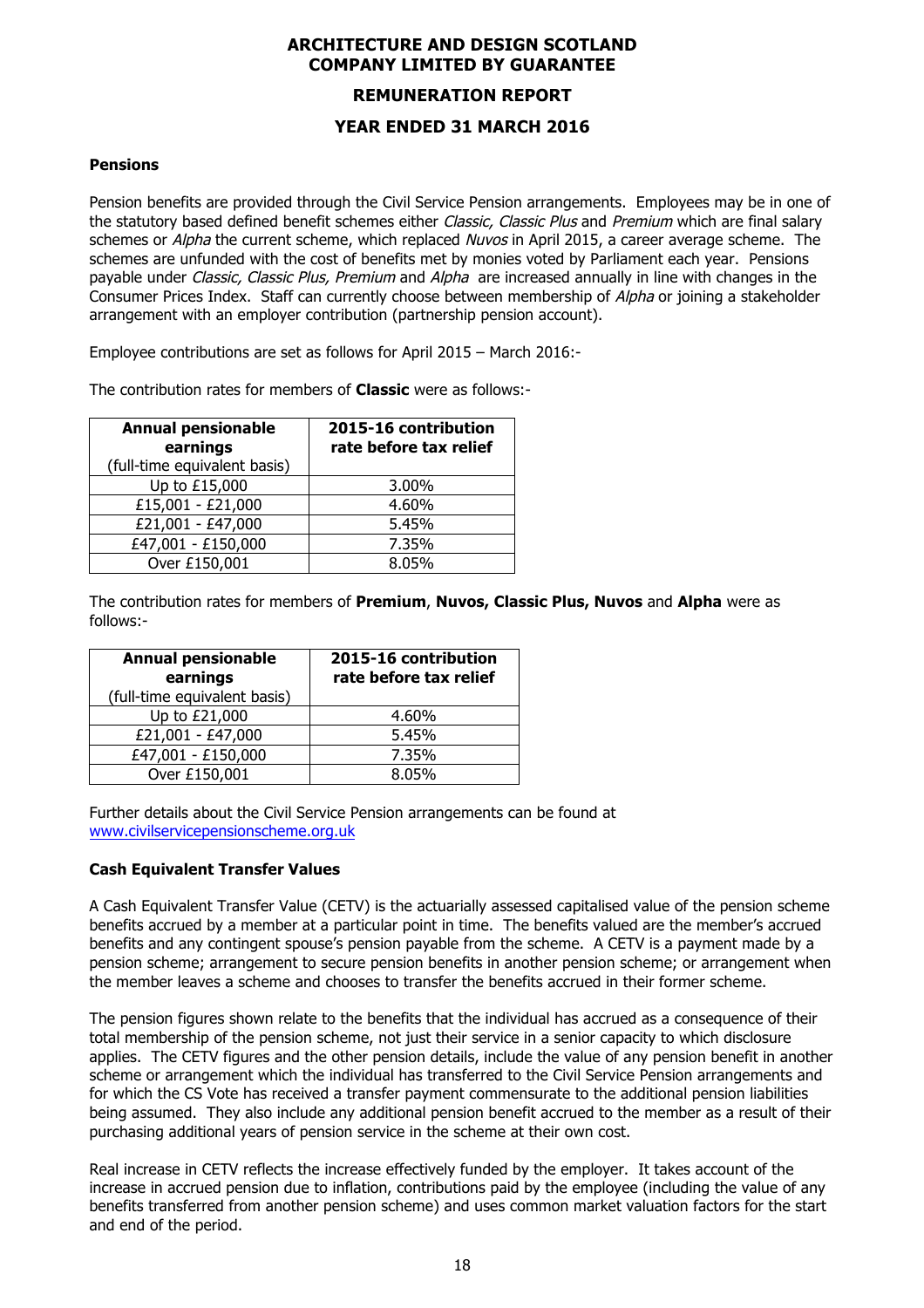# ARCHITECTURE AND DESIGN SCOTLAND
# COMPANY LIMITED BY GUARANTEE

## REMUNERATION REPORT

## YEAR ENDED 31 MARCH 2016

### Pensions

Pension benefits are provided through the Civil Service Pension arrangements. Employees may be in one of the statutory based defined benefit schemes either *Classic, Classic Plus* and *Premium* which are final salary schemes or *Alpha* the current scheme, which replaced *Nuvos* in April 2015, a career average scheme. The schemes are unfunded with the cost of benefits met by monies voted by Parliament each year. Pensions payable under *Classic, Classic Plus, Premium* and *Alpha* are increased annually in line with changes in the Consumer Prices Index. Staff can currently choose between membership of *Alpha* or joining a stakeholder arrangement with an employer contribution (partnership pension account).

Employee contributions are set as follows for April 2015 – March 2016:-

The contribution rates for members of **Classic** were as follows:-

| **Annual pensionable earnings** (full-time equivalent basis) | **2015-16 contribution rate before tax relief** |
|---|---|
| Up to £15,000 | 3.00% |
| £15,001 - £21,000 | 4.60% |
| £21,001 - £47,000 | 5.45% |
| £47,001 - £150,000 | 7.35% |
| Over £150,001 | 8.05% |

The contribution rates for members of **Premium**, **Nuvos, Classic Plus, Nuvos** and **Alpha** were as follows:-

| **Annual pensionable earnings** (full-time equivalent basis) | **2015-16 contribution rate before tax relief** |
|---|---|
| Up to £21,000 | 4.60% |
| £21,001 - £47,000 | 5.45% |
| £47,001 - £150,000 | 7.35% |
| Over £150,001 | 8.05% |

Further details about the Civil Service Pension arrangements can be found at www.civilservicepensionscheme.org.uk

### Cash Equivalent Transfer Values

A Cash Equivalent Transfer Value (CETV) is the actuarially assessed capitalised value of the pension scheme benefits accrued by a member at a particular point in time. The benefits valued are the member's accrued benefits and any contingent spouse's pension payable from the scheme. A CETV is a payment made by a pension scheme; arrangement to secure pension benefits in another pension scheme; or arrangement when the member leaves a scheme and chooses to transfer the benefits accrued in their former scheme.

The pension figures shown relate to the benefits that the individual has accrued as a consequence of their total membership of the pension scheme, not just their service in a senior capacity to which disclosure applies. The CETV figures and the other pension details, include the value of any pension benefit in another scheme or arrangement which the individual has transferred to the Civil Service Pension arrangements and for which the CS Vote has received a transfer payment commensurate to the additional pension liabilities being assumed. They also include any additional pension benefit accrued to the member as a result of their purchasing additional years of pension service in the scheme at their own cost.

Real increase in CETV reflects the increase effectively funded by the employer. It takes account of the increase in accrued pension due to inflation, contributions paid by the employee (including the value of any benefits transferred from another pension scheme) and uses common market valuation factors for the start and end of the period.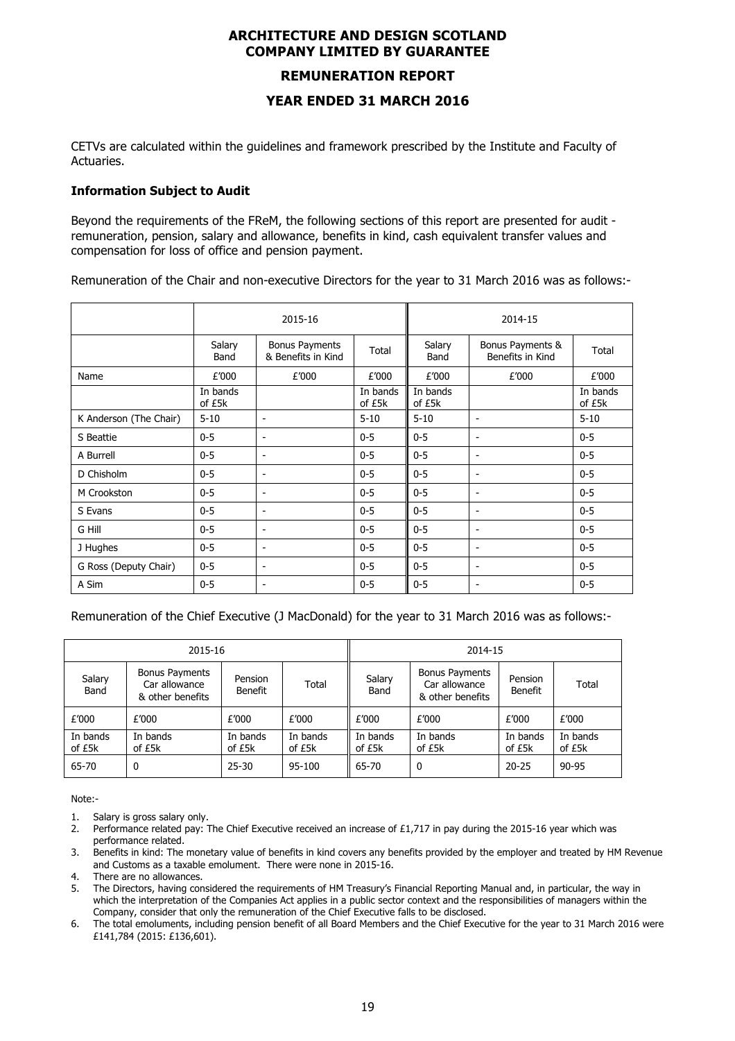# ARCHITECTURE AND DESIGN SCOTLAND COMPANY LIMITED BY GUARANTEE

## REMUNERATION REPORT

## YEAR ENDED 31 MARCH 2016

CETVs are calculated within the guidelines and framework prescribed by the Institute and Faculty of Actuaries.

**Information Subject to Audit**

Beyond the requirements of the FReM, the following sections of this report are presented for audit - remuneration, pension, salary and allowance, benefits in kind, cash equivalent transfer values and compensation for loss of office and pension payment.

Remuneration of the Chair and non-executive Directors for the year to 31 March 2016 was as follows:-

| | 2015-16 | | | 2014-15 | | |
|---|---|---|---|---|---|---|
| | Salary Band | Bonus Payments & Benefits in Kind | Total | Salary Band | Bonus Payments & Benefits in Kind | Total |
| Name | £'000 | £'000 | £'000 | £'000 | £'000 | £'000 |
| | In bands of £5k | | In bands of £5k | In bands of £5k | | In bands of £5k |
| K Anderson (The Chair) | 5-10 | - | 5-10 | 5-10 | - | 5-10 |
| S Beattie | 0-5 | - | 0-5 | 0-5 | - | 0-5 |
| A Burrell | 0-5 | - | 0-5 | 0-5 | - | 0-5 |
| D Chisholm | 0-5 | - | 0-5 | 0-5 | - | 0-5 |
| M Crookston | 0-5 | - | 0-5 | 0-5 | - | 0-5 |
| S Evans | 0-5 | - | 0-5 | 0-5 | - | 0-5 |
| G Hill | 0-5 | - | 0-5 | 0-5 | - | 0-5 |
| J Hughes | 0-5 | - | 0-5 | 0-5 | - | 0-5 |
| G Ross (Deputy Chair) | 0-5 | - | 0-5 | 0-5 | - | 0-5 |
| A Sim | 0-5 | - | 0-5 | 0-5 | - | 0-5 |

Remuneration of the Chief Executive (J MacDonald) for the year to 31 March 2016 was as follows:-

| 2015-16 | | | | 2014-15 | | | |
|---|---|---|---|---|---|---|---|
| Salary Band | Bonus Payments Car allowance & other benefits | Pension Benefit | Total | Salary Band | Bonus Payments Car allowance & other benefits | Pension Benefit | Total |
| £'000 | £'000 | £'000 | £'000 | £'000 | £'000 | £'000 | £'000 |
| In bands of £5k | In bands of £5k | In bands of £5k | In bands of £5k | In bands of £5k | In bands of £5k | In bands of £5k | In bands of £5k |
| 65-70 | 0 | 25-30 | 95-100 | 65-70 | 0 | 20-25 | 90-95 |

Note:-

1. Salary is gross salary only.
2. Performance related pay: The Chief Executive received an increase of £1,717 in pay during the 2015-16 year which was performance related.
3. Benefits in kind: The monetary value of benefits in kind covers any benefits provided by the employer and treated by HM Revenue and Customs as a taxable emolument. There were none in 2015-16.
4. There are no allowances.
5. The Directors, having considered the requirements of HM Treasury's Financial Reporting Manual and, in particular, the way in which the interpretation of the Companies Act applies in a public sector context and the responsibilities of managers within the Company, consider that only the remuneration of the Chief Executive falls to be disclosed.
6. The total emoluments, including pension benefit of all Board Members and the Chief Executive for the year to 31 March 2016 were £141,784 (2015: £136,601).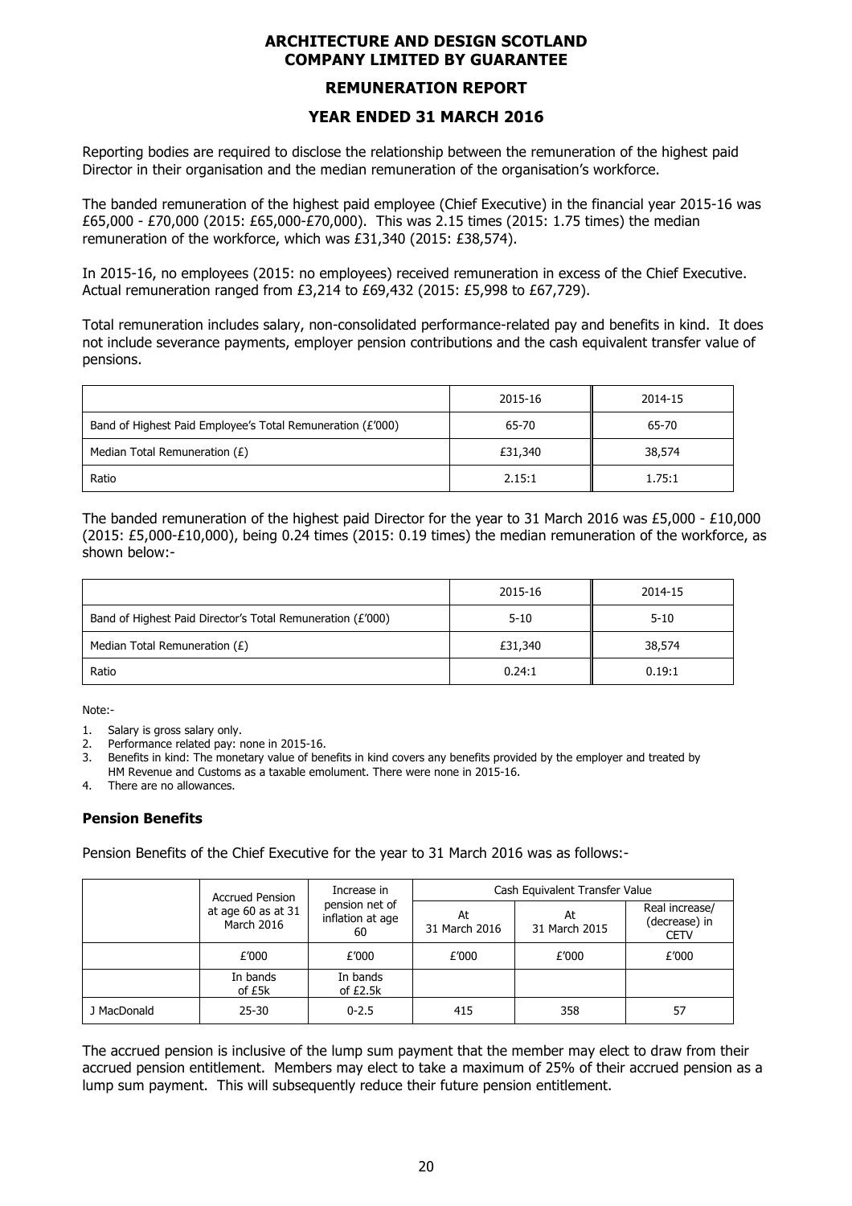# ARCHITECTURE AND DESIGN SCOTLAND
# COMPANY LIMITED BY GUARANTEE

## REMUNERATION REPORT

## YEAR ENDED 31 MARCH 2016

Reporting bodies are required to disclose the relationship between the remuneration of the highest paid Director in their organisation and the median remuneration of the organisation's workforce.

The banded remuneration of the highest paid employee (Chief Executive) in the financial year 2015-16 was £65,000 - £70,000 (2015: £65,000-£70,000). This was 2.15 times (2015: 1.75 times) the median remuneration of the workforce, which was £31,340 (2015: £38,574).

In 2015-16, no employees (2015: no employees) received remuneration in excess of the Chief Executive. Actual remuneration ranged from £3,214 to £69,432 (2015: £5,998 to £67,729).

Total remuneration includes salary, non-consolidated performance-related pay and benefits in kind. It does not include severance payments, employer pension contributions and the cash equivalent transfer value of pensions.

| | 2015-16 | 2014-15 |
|---|---|---|
| Band of Highest Paid Employee's Total Remuneration (£'000) | 65-70 | 65-70 |
| Median Total Remuneration (£) | £31,340 | 38,574 |
| Ratio | 2.15:1 | 1.75:1 |

The banded remuneration of the highest paid Director for the year to 31 March 2016 was £5,000 - £10,000 (2015: £5,000-£10,000), being 0.24 times (2015: 0.19 times) the median remuneration of the workforce, as shown below:-

| | 2015-16 | 2014-15 |
|---|---|---|
| Band of Highest Paid Director's Total Remuneration (£'000) | 5-10 | 5-10 |
| Median Total Remuneration (£) | £31,340 | 38,574 |
| Ratio | 0.24:1 | 0.19:1 |

Note:-

1. Salary is gross salary only.
2. Performance related pay: none in 2015-16.
3. Benefits in kind: The monetary value of benefits in kind covers any benefits provided by the employer and treated by HM Revenue and Customs as a taxable emolument. There were none in 2015-16.
4. There are no allowances.

### Pension Benefits

Pension Benefits of the Chief Executive for the year to 31 March 2016 was as follows:-

| | Accrued Pension at age 60 as at 31 March 2016 | Increase in pension net of inflation at age 60 | Cash Equivalent Transfer Value | | |
|---|---|---|---|---|---|
| | | | At 31 March 2016 | At 31 March 2015 | Real increase/ (decrease) in CETV |
| | £'000 | £'000 | £'000 | £'000 | £'000 |
| | In bands of £5k | In bands of £2.5k | | | |
| J MacDonald | 25-30 | 0-2.5 | 415 | 358 | 57 |

The accrued pension is inclusive of the lump sum payment that the member may elect to draw from their accrued pension entitlement. Members may elect to take a maximum of 25% of their accrued pension as a lump sum payment. This will subsequently reduce their future pension entitlement.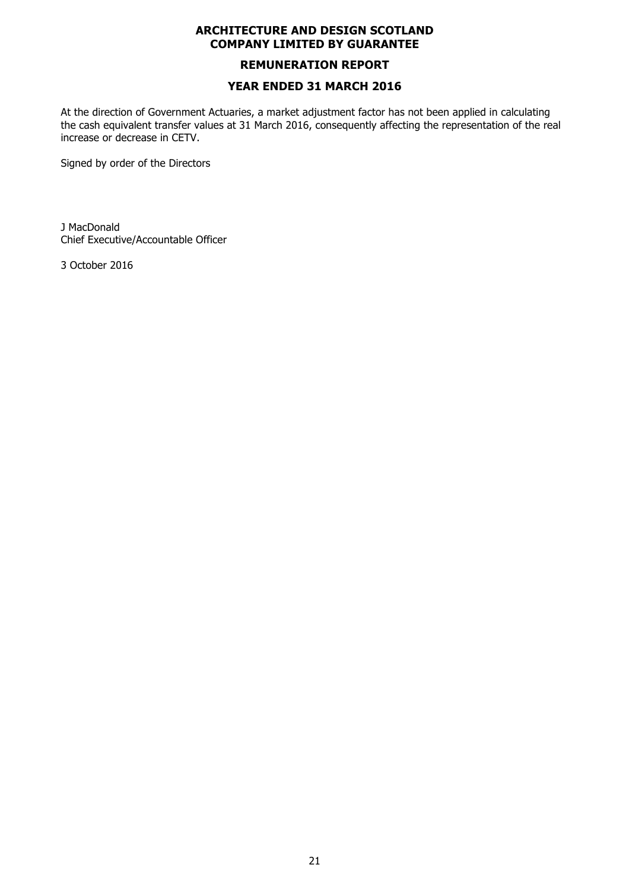**ARCHITECTURE AND DESIGN SCOTLAND**
**COMPANY LIMITED BY GUARANTEE**

**REMUNERATION REPORT**

**YEAR ENDED 31 MARCH 2016**

At the direction of Government Actuaries, a market adjustment factor has not been applied in calculating the cash equivalent transfer values at 31 March 2016, consequently affecting the representation of the real increase or decrease in CETV.

Signed by order of the Directors

J MacDonald
Chief Executive/Accountable Officer

3 October 2016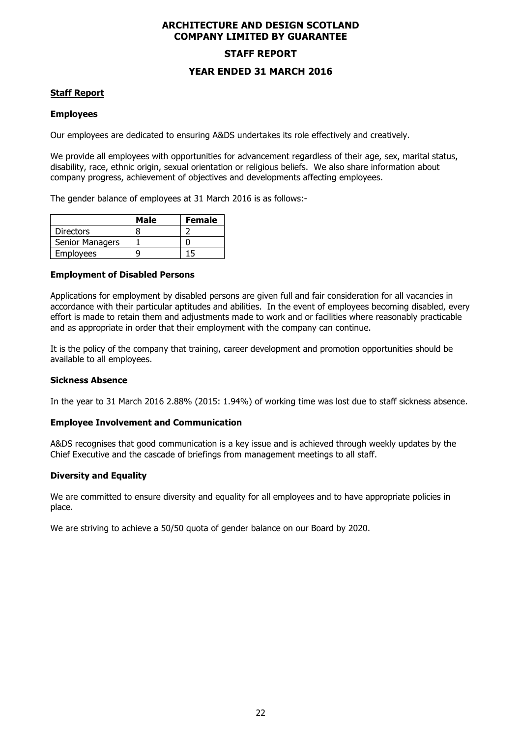**Staff Report**

### Employees

Our employees are dedicated to ensuring A&DS undertakes its role effectively and creatively.

We provide all employees with opportunities for advancement regardless of their age, sex, marital status, disability, race, ethnic origin, sexual orientation or religious beliefs. We also share information about company progress, achievement of objectives and developments affecting employees.

The gender balance of employees at 31 March 2016 is as follows:-

| | Male | Female |
|---|---|---|
| Directors | 8 | 2 |
| Senior Managers | 1 | 0 |
| Employees | 9 | 15 |

### Employment of Disabled Persons

Applications for employment by disabled persons are given full and fair consideration for all vacancies in accordance with their particular aptitudes and abilities. In the event of employees becoming disabled, every effort is made to retain them and adjustments made to work and or facilities where reasonably practicable and as appropriate in order that their employment with the company can continue.

It is the policy of the company that training, career development and promotion opportunities should be available to all employees.

### Sickness Absence

In the year to 31 March 2016 2.88% (2015: 1.94%) of working time was lost due to staff sickness absence.

### Employee Involvement and Communication

A&DS recognises that good communication is a key issue and is achieved through weekly updates by the Chief Executive and the cascade of briefings from management meetings to all staff.

### Diversity and Equality

We are committed to ensure diversity and equality for all employees and to have appropriate policies in place.

We are striving to achieve a 50/50 quota of gender balance on our Board by 2020.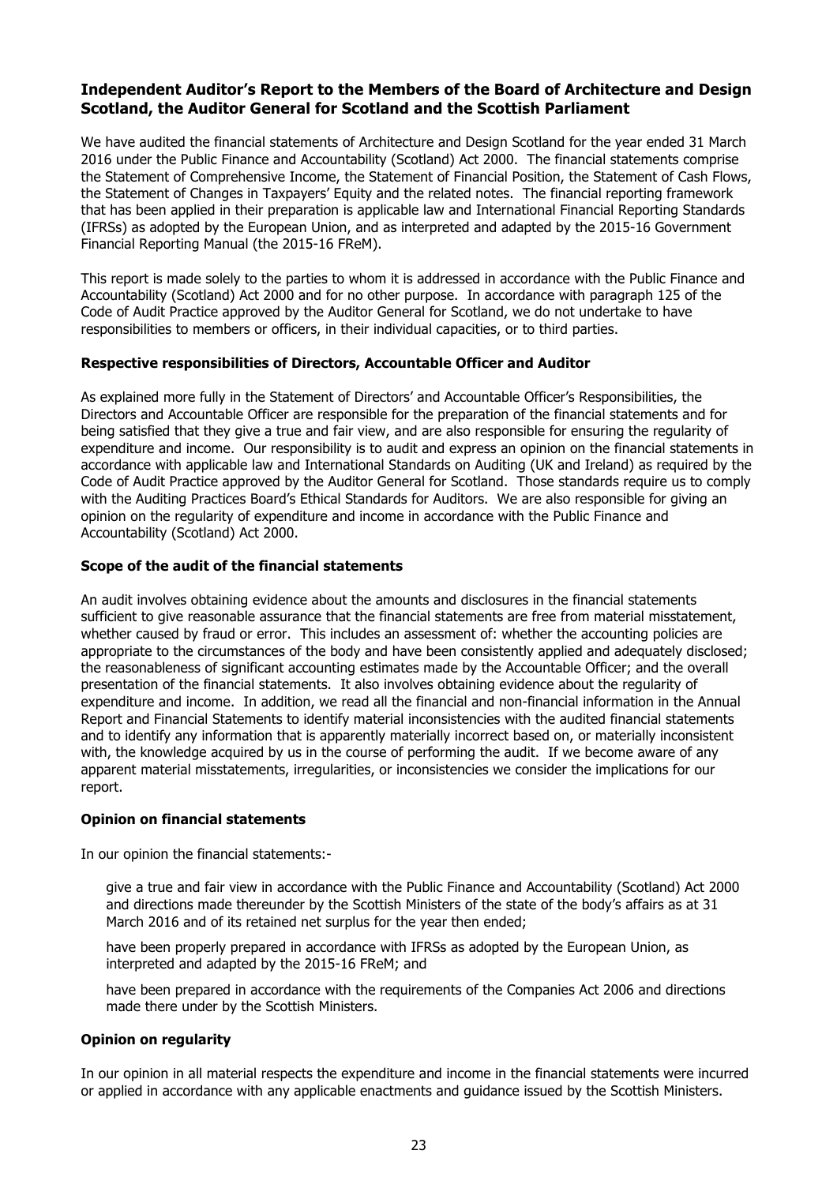## Independent Auditor's Report to the Members of the Board of Architecture and Design Scotland, the Auditor General for Scotland and the Scottish Parliament

We have audited the financial statements of Architecture and Design Scotland for the year ended 31 March 2016 under the Public Finance and Accountability (Scotland) Act 2000. The financial statements comprise the Statement of Comprehensive Income, the Statement of Financial Position, the Statement of Cash Flows, the Statement of Changes in Taxpayers' Equity and the related notes. The financial reporting framework that has been applied in their preparation is applicable law and International Financial Reporting Standards (IFRSs) as adopted by the European Union, and as interpreted and adapted by the 2015-16 Government Financial Reporting Manual (the 2015-16 FReM).

This report is made solely to the parties to whom it is addressed in accordance with the Public Finance and Accountability (Scotland) Act 2000 and for no other purpose. In accordance with paragraph 125 of the Code of Audit Practice approved by the Auditor General for Scotland, we do not undertake to have responsibilities to members or officers, in their individual capacities, or to third parties.

### Respective responsibilities of Directors, Accountable Officer and Auditor

As explained more fully in the Statement of Directors' and Accountable Officer's Responsibilities, the Directors and Accountable Officer are responsible for the preparation of the financial statements and for being satisfied that they give a true and fair view, and are also responsible for ensuring the regularity of expenditure and income. Our responsibility is to audit and express an opinion on the financial statements in accordance with applicable law and International Standards on Auditing (UK and Ireland) as required by the Code of Audit Practice approved by the Auditor General for Scotland. Those standards require us to comply with the Auditing Practices Board's Ethical Standards for Auditors. We are also responsible for giving an opinion on the regularity of expenditure and income in accordance with the Public Finance and Accountability (Scotland) Act 2000.

### Scope of the audit of the financial statements

An audit involves obtaining evidence about the amounts and disclosures in the financial statements sufficient to give reasonable assurance that the financial statements are free from material misstatement, whether caused by fraud or error. This includes an assessment of: whether the accounting policies are appropriate to the circumstances of the body and have been consistently applied and adequately disclosed; the reasonableness of significant accounting estimates made by the Accountable Officer; and the overall presentation of the financial statements. It also involves obtaining evidence about the regularity of expenditure and income. In addition, we read all the financial and non-financial information in the Annual Report and Financial Statements to identify material inconsistencies with the audited financial statements and to identify any information that is apparently materially incorrect based on, or materially inconsistent with, the knowledge acquired by us in the course of performing the audit. If we become aware of any apparent material misstatements, irregularities, or inconsistencies we consider the implications for our report.

### Opinion on financial statements

In our opinion the financial statements:-

give a true and fair view in accordance with the Public Finance and Accountability (Scotland) Act 2000 and directions made thereunder by the Scottish Ministers of the state of the body's affairs as at 31 March 2016 and of its retained net surplus for the year then ended;

have been properly prepared in accordance with IFRSs as adopted by the European Union, as interpreted and adapted by the 2015-16 FReM; and

have been prepared in accordance with the requirements of the Companies Act 2006 and directions made there under by the Scottish Ministers.

### Opinion on regularity

In our opinion in all material respects the expenditure and income in the financial statements were incurred or applied in accordance with any applicable enactments and guidance issued by the Scottish Ministers.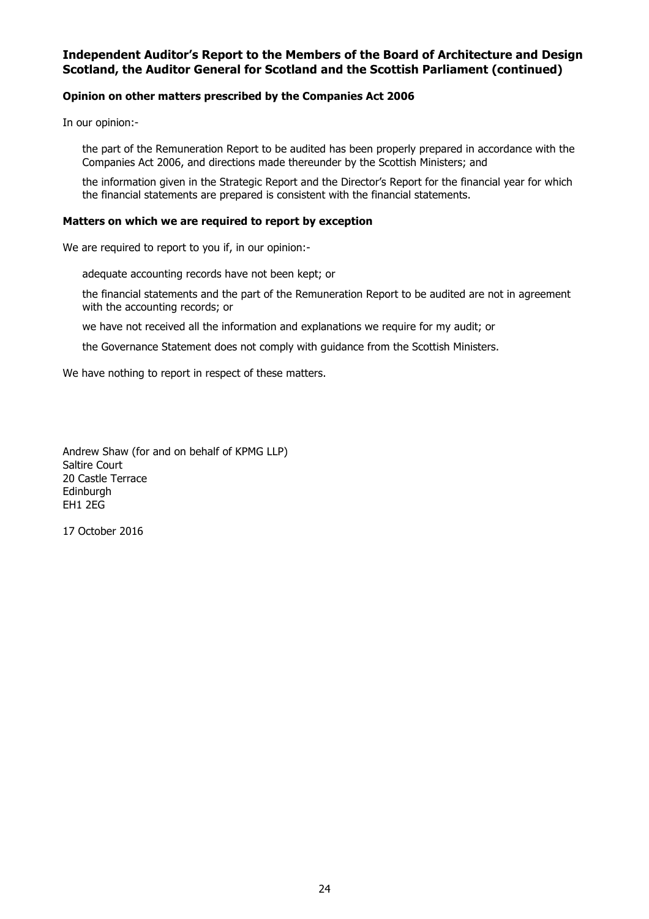## Independent Auditor's Report to the Members of the Board of Architecture and Design Scotland, the Auditor General for Scotland and the Scottish Parliament (continued)

### Opinion on other matters prescribed by the Companies Act 2006

In our opinion:-

the part of the Remuneration Report to be audited has been properly prepared in accordance with the Companies Act 2006, and directions made thereunder by the Scottish Ministers; and

the information given in the Strategic Report and the Director's Report for the financial year for which the financial statements are prepared is consistent with the financial statements.

### Matters on which we are required to report by exception

We are required to report to you if, in our opinion:-

adequate accounting records have not been kept; or

the financial statements and the part of the Remuneration Report to be audited are not in agreement with the accounting records; or

we have not received all the information and explanations we require for my audit; or

the Governance Statement does not comply with guidance from the Scottish Ministers.

We have nothing to report in respect of these matters.

Andrew Shaw (for and on behalf of KPMG LLP)
Saltire Court
20 Castle Terrace
Edinburgh
EH1 2EG

17 October 2016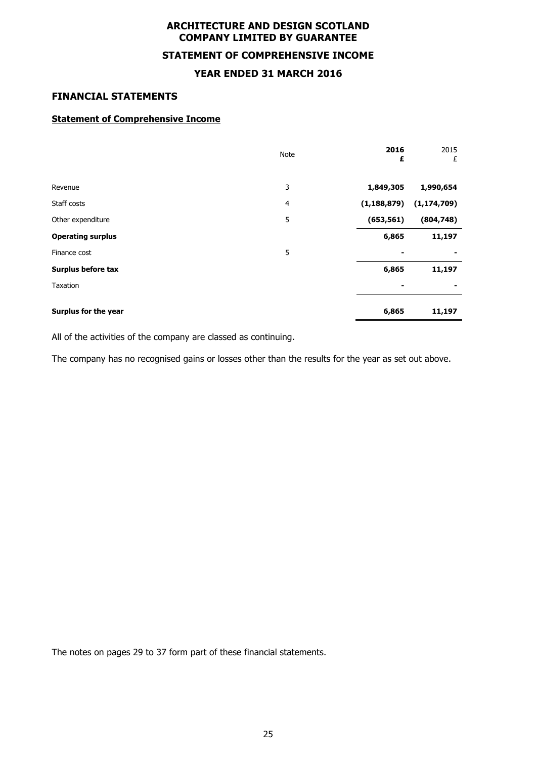# ARCHITECTURE AND DESIGN SCOTLAND COMPANY LIMITED BY GUARANTEE

## STATEMENT OF COMPREHENSIVE INCOME

## YEAR ENDED 31 MARCH 2016

## FINANCIAL STATEMENTS

### Statement of Comprehensive Income

| | Note | 2016 £ | 2015 £ |
|---|---|---|---|
| Revenue | 3 | **1,849,305** | **1,990,654** |
| Staff costs | 4 | **(1,188,879)** | **(1,174,709)** |
| Other expenditure | 5 | **(653,561)** | **(804,748)** |
| **Operating surplus** | | **6,865** | **11,197** |
| Finance cost | 5 | - | - |
| **Surplus before tax** | | **6,865** | **11,197** |
| Taxation | | - | - |
| **Surplus for the year** | | **6,865** | **11,197** |

All of the activities of the company are classed as continuing.

The company has no recognised gains or losses other than the results for the year as set out above.

The notes on pages 29 to 37 form part of these financial statements.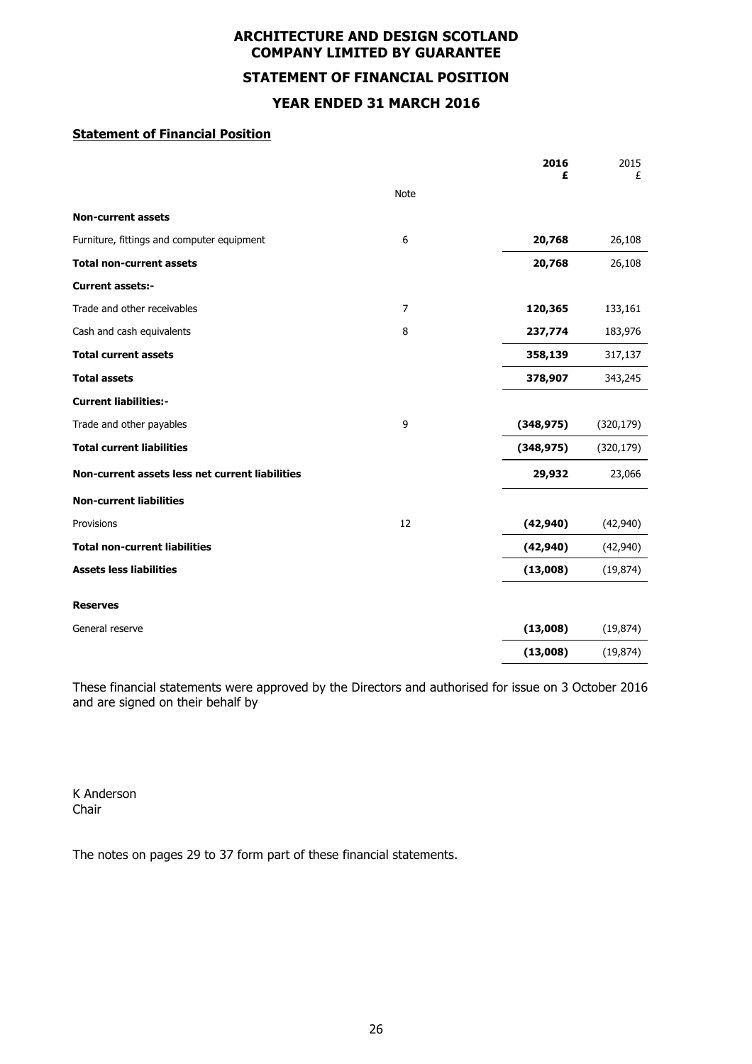# ARCHITECTURE AND DESIGN SCOTLAND
## COMPANY LIMITED BY GUARANTEE
## STATEMENT OF FINANCIAL POSITION
## YEAR ENDED 31 MARCH 2016

### Statement of Financial Position

| | Note | 2016 £ | 2015 £ |
|---|---|---|---|
| **Non-current assets** | | | |
| Furniture, fittings and computer equipment | 6 | **20,768** | 26,108 |
| **Total non-current assets** | | **20,768** | 26,108 |
| **Current assets:-** | | | |
| Trade and other receivables | 7 | **120,365** | 133,161 |
| Cash and cash equivalents | 8 | **237,774** | 183,976 |
| **Total current assets** | | **358,139** | 317,137 |
| **Total assets** | | **378,907** | 343,245 |
| **Current liabilities:-** | | | |
| Trade and other payables | 9 | **(348,975)** | (320,179) |
| **Total current liabilities** | | **(348,975)** | (320,179) |
| **Non-current assets less net current liabilities** | | **29,932** | 23,066 |
| **Non-current liabilities** | | | |
| Provisions | 12 | **(42,940)** | (42,940) |
| **Total non-current liabilities** | | **(42,940)** | (42,940) |
| **Assets less liabilities** | | **(13,008)** | (19,874) |
| **Reserves** | | | |
| General reserve | | **(13,008)** | (19,874) |
| | | **(13,008)** | (19,874) |

These financial statements were approved by the Directors and authorised for issue on 3 October 2016 and are signed on their behalf by

K Anderson
Chair

The notes on pages 29 to 37 form part of these financial statements.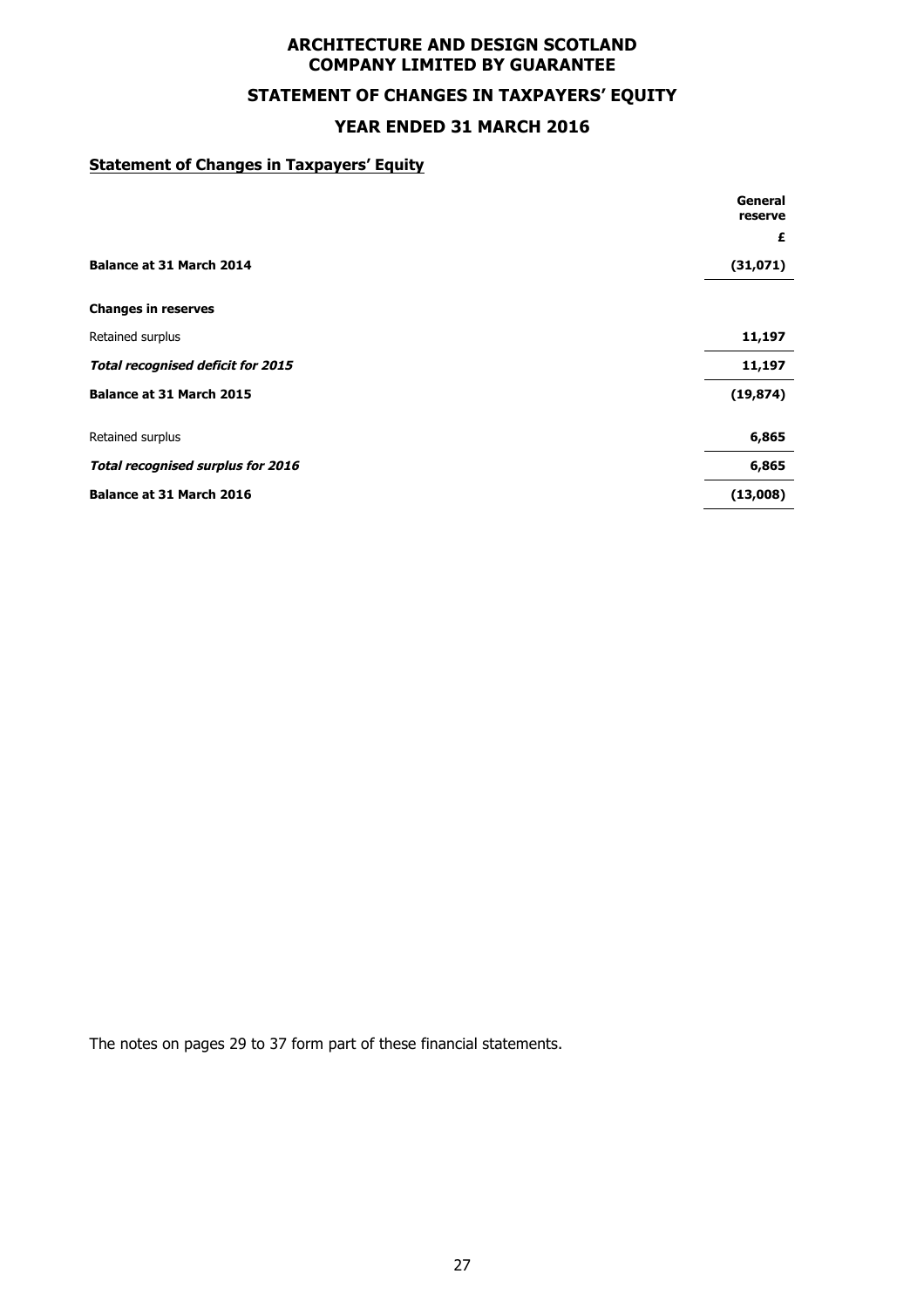# ARCHITECTURE AND DESIGN SCOTLAND
# COMPANY LIMITED BY GUARANTEE

## STATEMENT OF CHANGES IN TAXPAYERS' EQUITY

## YEAR ENDED 31 MARCH 2016

### Statement of Changes in Taxpayers' Equity

| | General reserve |
|---|---|
| | £ |
| **Balance at 31 March 2014** | **(31,071)** |
| **Changes in reserves** | |
| Retained surplus | **11,197** |
| ***Total recognised deficit for 2015*** | **11,197** |
| **Balance at 31 March 2015** | **(19,874)** |
| Retained surplus | **6,865** |
| ***Total recognised surplus for 2016*** | **6,865** |
| **Balance at 31 March 2016** | **(13,008)** |

The notes on pages 29 to 37 form part of these financial statements.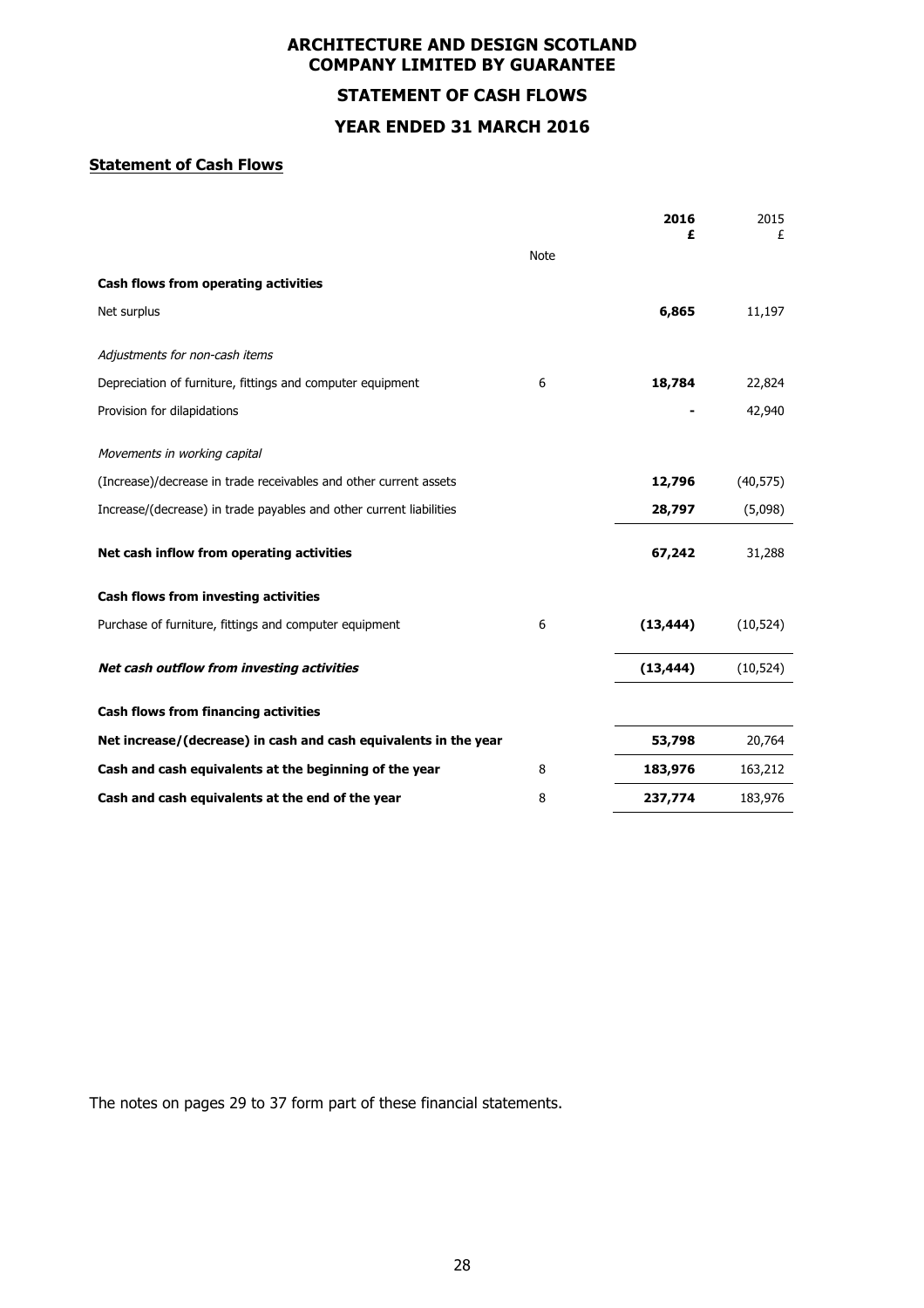# ARCHITECTURE AND DESIGN SCOTLAND
# COMPANY LIMITED BY GUARANTEE

## STATEMENT OF CASH FLOWS

## YEAR ENDED 31 MARCH 2016

**Statement of Cash Flows**

| | Note | **2016** **£** | 2015 £ |
|---|---|---|---|
| **Cash flows from operating activities** | | | |
| Net surplus | | **6,865** | 11,197 |
| *Adjustments for non-cash items* | | | |
| Depreciation of furniture, fittings and computer equipment | 6 | **18,784** | 22,824 |
| Provision for dilapidations | | **-** | 42,940 |
| *Movements in working capital* | | | |
| (Increase)/decrease in trade receivables and other current assets | | **12,796** | (40,575) |
| Increase/(decrease) in trade payables and other current liabilities | | **28,797** | (5,098) |
| **Net cash inflow from operating activities** | | **67,242** | 31,288 |
| **Cash flows from investing activities** | | | |
| Purchase of furniture, fittings and computer equipment | 6 | **(13,444)** | (10,524) |
| ***Net cash outflow from investing activities*** | | **(13,444)** | (10,524) |
| **Cash flows from financing activities** | | | |
| **Net increase/(decrease) in cash and cash equivalents in the year** | | **53,798** | 20,764 |
| **Cash and cash equivalents at the beginning of the year** | 8 | **183,976** | 163,212 |
| **Cash and cash equivalents at the end of the year** | 8 | **237,774** | 183,976 |

The notes on pages 29 to 37 form part of these financial statements.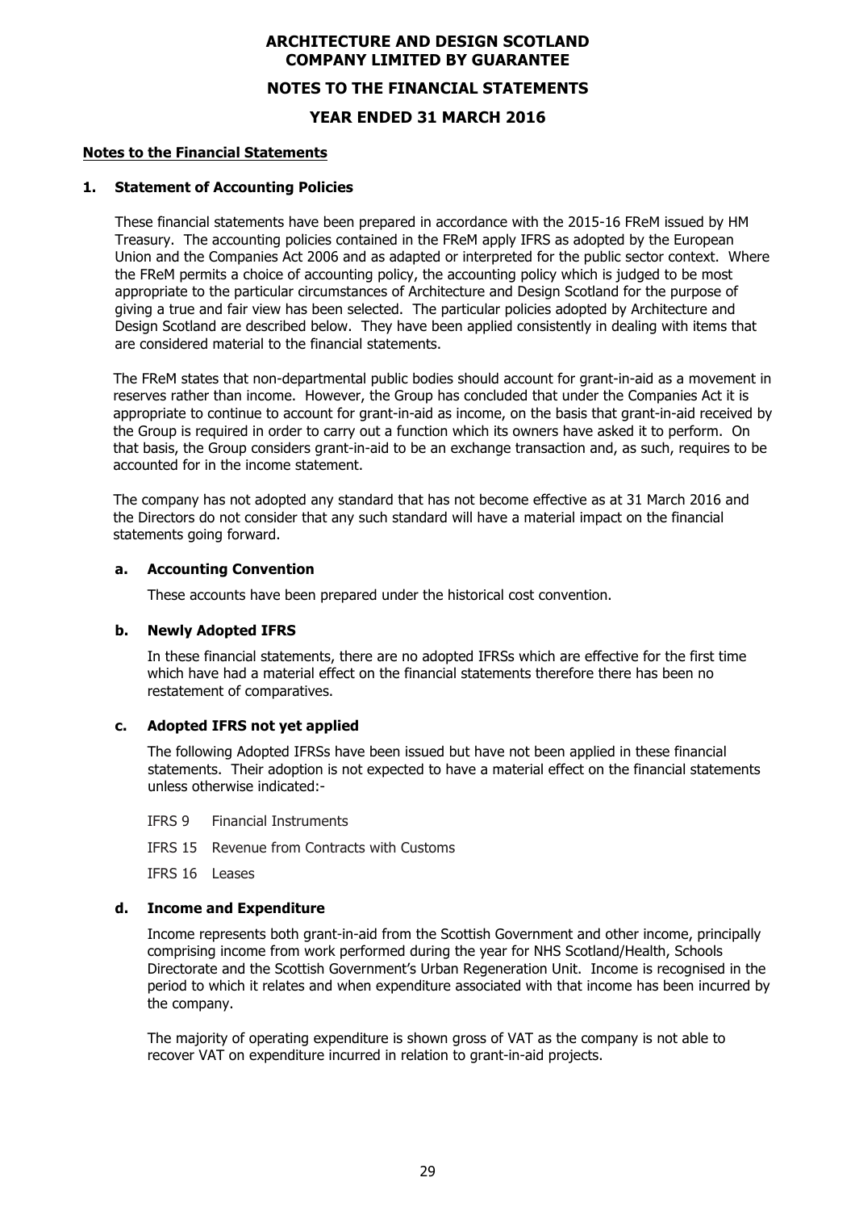**ARCHITECTURE AND DESIGN SCOTLAND**
**COMPANY LIMITED BY GUARANTEE**

**NOTES TO THE FINANCIAL STATEMENTS**

**YEAR ENDED 31 MARCH 2016**

## Notes to the Financial Statements

### 1. Statement of Accounting Policies

These financial statements have been prepared in accordance with the 2015-16 FReM issued by HM Treasury. The accounting policies contained in the FReM apply IFRS as adopted by the European Union and the Companies Act 2006 and as adapted or interpreted for the public sector context. Where the FReM permits a choice of accounting policy, the accounting policy which is judged to be most appropriate to the particular circumstances of Architecture and Design Scotland for the purpose of giving a true and fair view has been selected. The particular policies adopted by Architecture and Design Scotland are described below. They have been applied consistently in dealing with items that are considered material to the financial statements.

The FReM states that non-departmental public bodies should account for grant-in-aid as a movement in reserves rather than income. However, the Group has concluded that under the Companies Act it is appropriate to continue to account for grant-in-aid as income, on the basis that grant-in-aid received by the Group is required in order to carry out a function which its owners have asked it to perform. On that basis, the Group considers grant-in-aid to be an exchange transaction and, as such, requires to be accounted for in the income statement.

The company has not adopted any standard that has not become effective as at 31 March 2016 and the Directors do not consider that any such standard will have a material impact on the financial statements going forward.

#### a. Accounting Convention

These accounts have been prepared under the historical cost convention.

#### b. Newly Adopted IFRS

In these financial statements, there are no adopted IFRSs which are effective for the first time which have had a material effect on the financial statements therefore there has been no restatement of comparatives.

#### c. Adopted IFRS not yet applied

The following Adopted IFRSs have been issued but have not been applied in these financial statements. Their adoption is not expected to have a material effect on the financial statements unless otherwise indicated:-

IFRS 9 Financial Instruments

IFRS 15 Revenue from Contracts with Customs

IFRS 16 Leases

#### d. Income and Expenditure

Income represents both grant-in-aid from the Scottish Government and other income, principally comprising income from work performed during the year for NHS Scotland/Health, Schools Directorate and the Scottish Government's Urban Regeneration Unit. Income is recognised in the period to which it relates and when expenditure associated with that income has been incurred by the company.

The majority of operating expenditure is shown gross of VAT as the company is not able to recover VAT on expenditure incurred in relation to grant-in-aid projects.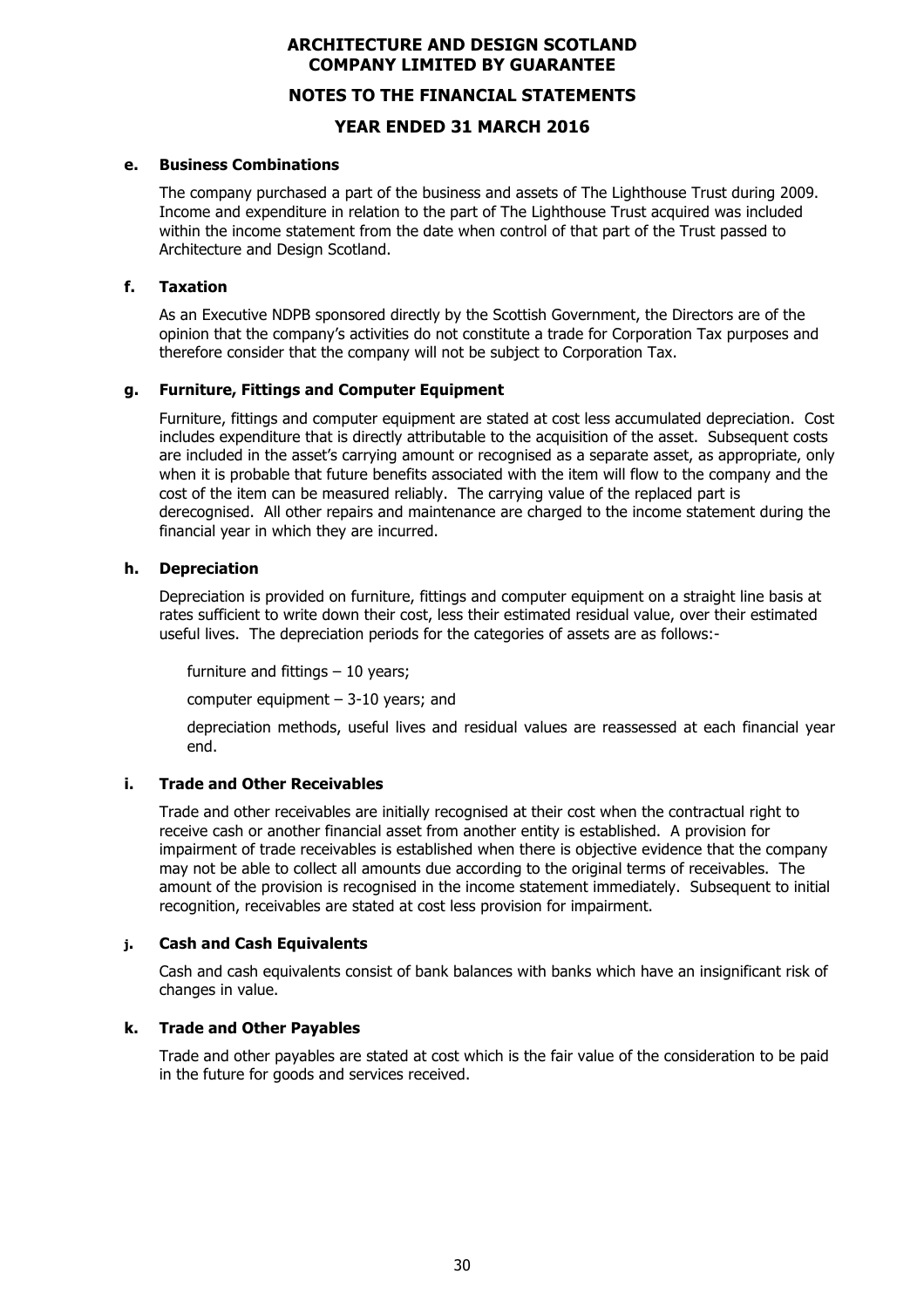**e. Business Combinations**

The company purchased a part of the business and assets of The Lighthouse Trust during 2009. Income and expenditure in relation to the part of The Lighthouse Trust acquired was included within the income statement from the date when control of that part of the Trust passed to Architecture and Design Scotland.

**f. Taxation**

As an Executive NDPB sponsored directly by the Scottish Government, the Directors are of the opinion that the company's activities do not constitute a trade for Corporation Tax purposes and therefore consider that the company will not be subject to Corporation Tax.

**g. Furniture, Fittings and Computer Equipment**

Furniture, fittings and computer equipment are stated at cost less accumulated depreciation. Cost includes expenditure that is directly attributable to the acquisition of the asset. Subsequent costs are included in the asset's carrying amount or recognised as a separate asset, as appropriate, only when it is probable that future benefits associated with the item will flow to the company and the cost of the item can be measured reliably. The carrying value of the replaced part is derecognised. All other repairs and maintenance are charged to the income statement during the financial year in which they are incurred.

**h. Depreciation**

Depreciation is provided on furniture, fittings and computer equipment on a straight line basis at rates sufficient to write down their cost, less their estimated residual value, over their estimated useful lives. The depreciation periods for the categories of assets are as follows:-

furniture and fittings – 10 years;

computer equipment – 3-10 years; and

depreciation methods, useful lives and residual values are reassessed at each financial year end.

**i. Trade and Other Receivables**

Trade and other receivables are initially recognised at their cost when the contractual right to receive cash or another financial asset from another entity is established. A provision for impairment of trade receivables is established when there is objective evidence that the company may not be able to collect all amounts due according to the original terms of receivables. The amount of the provision is recognised in the income statement immediately. Subsequent to initial recognition, receivables are stated at cost less provision for impairment.

**j. Cash and Cash Equivalents**

Cash and cash equivalents consist of bank balances with banks which have an insignificant risk of changes in value.

**k. Trade and Other Payables**

Trade and other payables are stated at cost which is the fair value of the consideration to be paid in the future for goods and services received.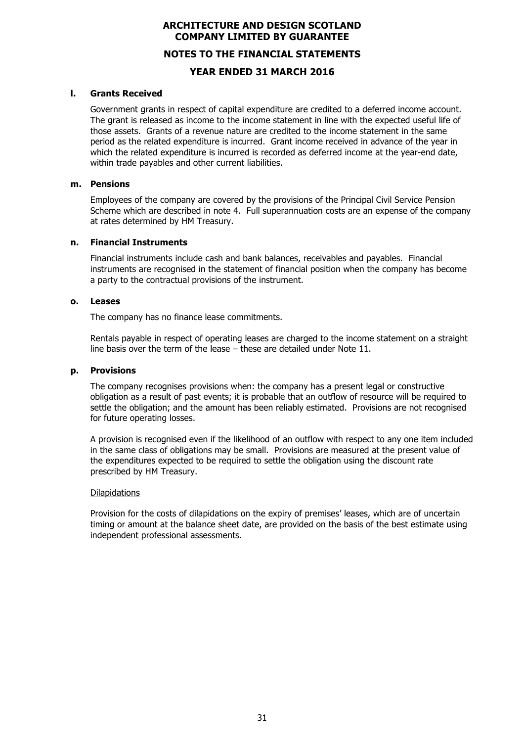# ARCHITECTURE AND DESIGN SCOTLAND COMPANY LIMITED BY GUARANTEE

## NOTES TO THE FINANCIAL STATEMENTS

## YEAR ENDED 31 MARCH 2016

### l. Grants Received

Government grants in respect of capital expenditure are credited to a deferred income account. The grant is released as income to the income statement in line with the expected useful life of those assets. Grants of a revenue nature are credited to the income statement in the same period as the related expenditure is incurred. Grant income received in advance of the year in which the related expenditure is incurred is recorded as deferred income at the year-end date, within trade payables and other current liabilities.

### m. Pensions

Employees of the company are covered by the provisions of the Principal Civil Service Pension Scheme which are described in note 4. Full superannuation costs are an expense of the company at rates determined by HM Treasury.

### n. Financial Instruments

Financial instruments include cash and bank balances, receivables and payables. Financial instruments are recognised in the statement of financial position when the company has become a party to the contractual provisions of the instrument.

### o. Leases

The company has no finance lease commitments.

Rentals payable in respect of operating leases are charged to the income statement on a straight line basis over the term of the lease – these are detailed under Note 11.

### p. Provisions

The company recognises provisions when: the company has a present legal or constructive obligation as a result of past events; it is probable that an outflow of resource will be required to settle the obligation; and the amount has been reliably estimated. Provisions are not recognised for future operating losses.

A provision is recognised even if the likelihood of an outflow with respect to any one item included in the same class of obligations may be small. Provisions are measured at the present value of the expenditures expected to be required to settle the obligation using the discount rate prescribed by HM Treasury.

Dilapidations

Provision for the costs of dilapidations on the expiry of premises' leases, which are of uncertain timing or amount at the balance sheet date, are provided on the basis of the best estimate using independent professional assessments.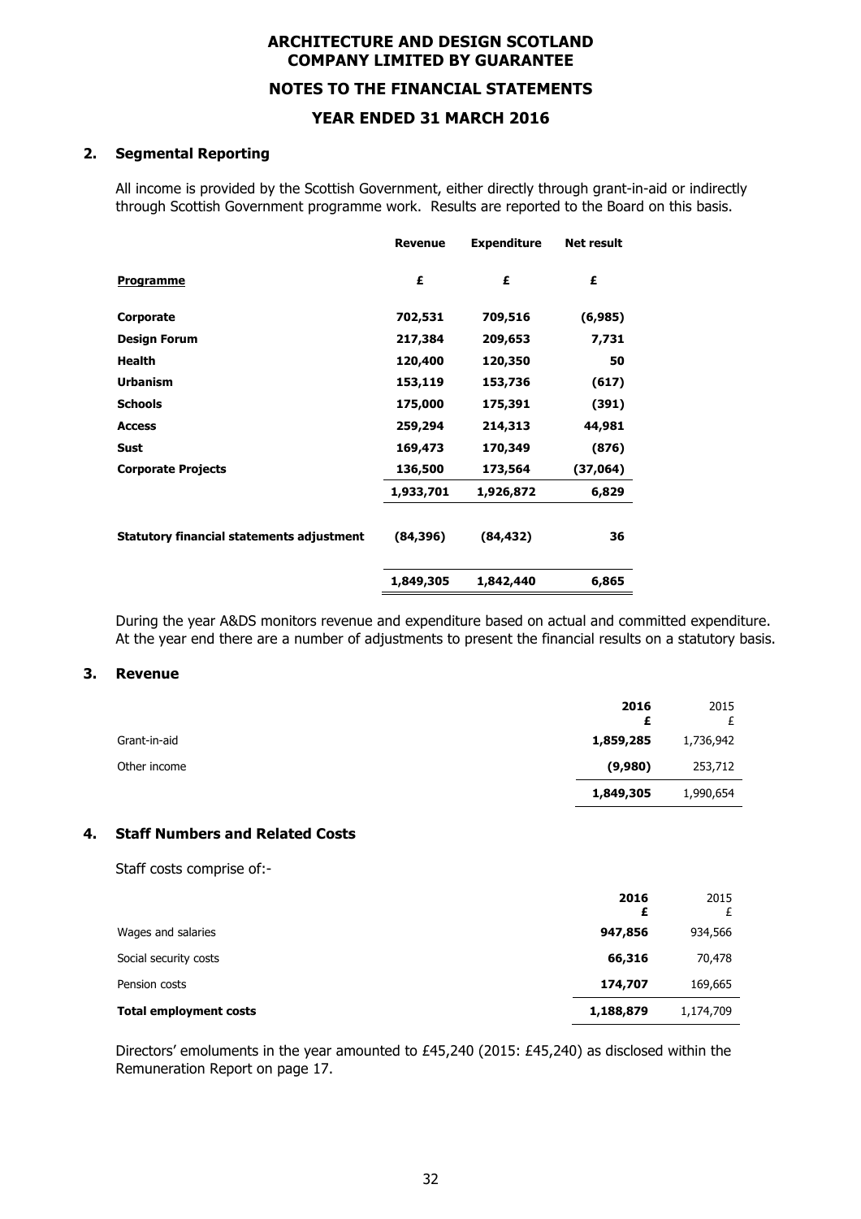# ARCHITECTURE AND DESIGN SCOTLAND
# COMPANY LIMITED BY GUARANTEE

## NOTES TO THE FINANCIAL STATEMENTS

## YEAR ENDED 31 MARCH 2016

### 2. Segmental Reporting

All income is provided by the Scottish Government, either directly through grant-in-aid or indirectly through Scottish Government programme work. Results are reported to the Board on this basis.

| | Revenue | Expenditure | Net result |
|---|---|---|---|
| **Programme** | **£** | **£** | **£** |
| **Corporate** | **702,531** | **709,516** | **(6,985)** |
| **Design Forum** | **217,384** | **209,653** | **7,731** |
| **Health** | **120,400** | **120,350** | **50** |
| **Urbanism** | **153,119** | **153,736** | **(617)** |
| **Schools** | **175,000** | **175,391** | **(391)** |
| **Access** | **259,294** | **214,313** | **44,981** |
| **Sust** | **169,473** | **170,349** | **(876)** |
| **Corporate Projects** | **136,500** | **173,564** | **(37,064)** |
| | **1,933,701** | **1,926,872** | **6,829** |
| **Statutory financial statements adjustment** | **(84,396)** | **(84,432)** | **36** |
| | **1,849,305** | **1,842,440** | **6,865** |

During the year A&DS monitors revenue and expenditure based on actual and committed expenditure. At the year end there are a number of adjustments to present the financial results on a statutory basis.

### 3. Revenue

| | 2016 £ | 2015 £ |
|---|---|---|
| Grant-in-aid | **1,859,285** | 1,736,942 |
| Other income | **(9,980)** | 253,712 |
| | **1,849,305** | 1,990,654 |

### 4. Staff Numbers and Related Costs

Staff costs comprise of:-

| | 2016 £ | 2015 £ |
|---|---|---|
| Wages and salaries | **947,856** | 934,566 |
| Social security costs | **66,316** | 70,478 |
| Pension costs | **174,707** | 169,665 |
| **Total employment costs** | **1,188,879** | 1,174,709 |

Directors' emoluments in the year amounted to £45,240 (2015: £45,240) as disclosed within the Remuneration Report on page 17.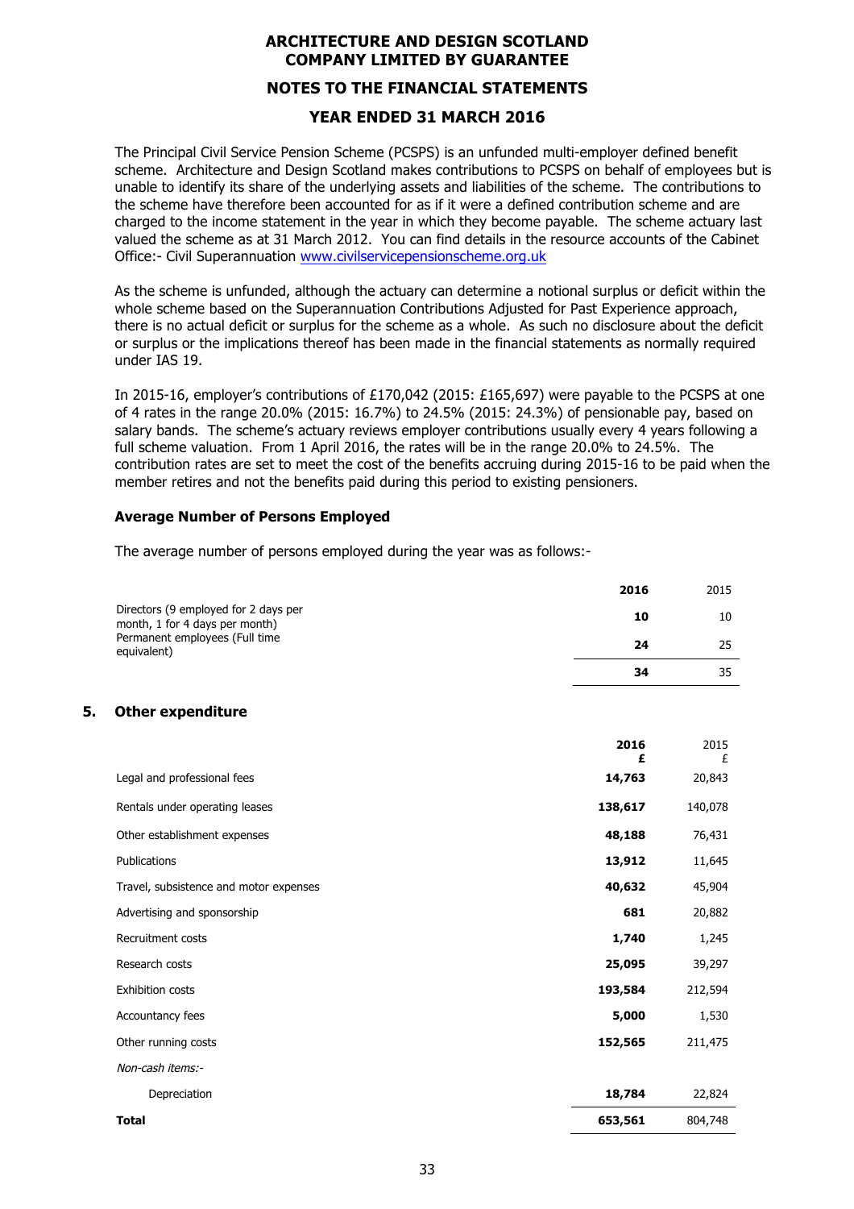# ARCHITECTURE AND DESIGN SCOTLAND COMPANY LIMITED BY GUARANTEE

## NOTES TO THE FINANCIAL STATEMENTS

## YEAR ENDED 31 MARCH 2016

The Principal Civil Service Pension Scheme (PCSPS) is an unfunded multi-employer defined benefit scheme. Architecture and Design Scotland makes contributions to PCSPS on behalf of employees but is unable to identify its share of the underlying assets and liabilities of the scheme. The contributions to the scheme have therefore been accounted for as if it were a defined contribution scheme and are charged to the income statement in the year in which they become payable. The scheme actuary last valued the scheme as at 31 March 2012. You can find details in the resource accounts of the Cabinet Office:- Civil Superannuation www.civilservicepensionscheme.org.uk

As the scheme is unfunded, although the actuary can determine a notional surplus or deficit within the whole scheme based on the Superannuation Contributions Adjusted for Past Experience approach, there is no actual deficit or surplus for the scheme as a whole. As such no disclosure about the deficit or surplus or the implications thereof has been made in the financial statements as normally required under IAS 19.

In 2015-16, employer's contributions of £170,042 (2015: £165,697) were payable to the PCSPS at one of 4 rates in the range 20.0% (2015: 16.7%) to 24.5% (2015: 24.3%) of pensionable pay, based on salary bands. The scheme's actuary reviews employer contributions usually every 4 years following a full scheme valuation. From 1 April 2016, the rates will be in the range 20.0% to 24.5%. The contribution rates are set to meet the cost of the benefits accruing during 2015-16 to be paid when the member retires and not the benefits paid during this period to existing pensioners.

### Average Number of Persons Employed

The average number of persons employed during the year was as follows:-

| | **2016** | 2015 |
|---|---|---|
| Directors (9 employed for 2 days per month, 1 for 4 days per month) | **10** | 10 |
| Permanent employees (Full time equivalent) | **24** | 25 |
| | **34** | 35 |

## 5. Other expenditure

| | **2016 £** | 2015 £ |
|---|---|---|
| Legal and professional fees | **14,763** | 20,843 |
| Rentals under operating leases | **138,617** | 140,078 |
| Other establishment expenses | **48,188** | 76,431 |
| Publications | **13,912** | 11,645 |
| Travel, subsistence and motor expenses | **40,632** | 45,904 |
| Advertising and sponsorship | **681** | 20,882 |
| Recruitment costs | **1,740** | 1,245 |
| Research costs | **25,095** | 39,297 |
| Exhibition costs | **193,584** | 212,594 |
| Accountancy fees | **5,000** | 1,530 |
| Other running costs | **152,565** | 211,475 |
| *Non-cash items:-* | | |
| Depreciation | **18,784** | 22,824 |
| **Total** | **653,561** | 804,748 |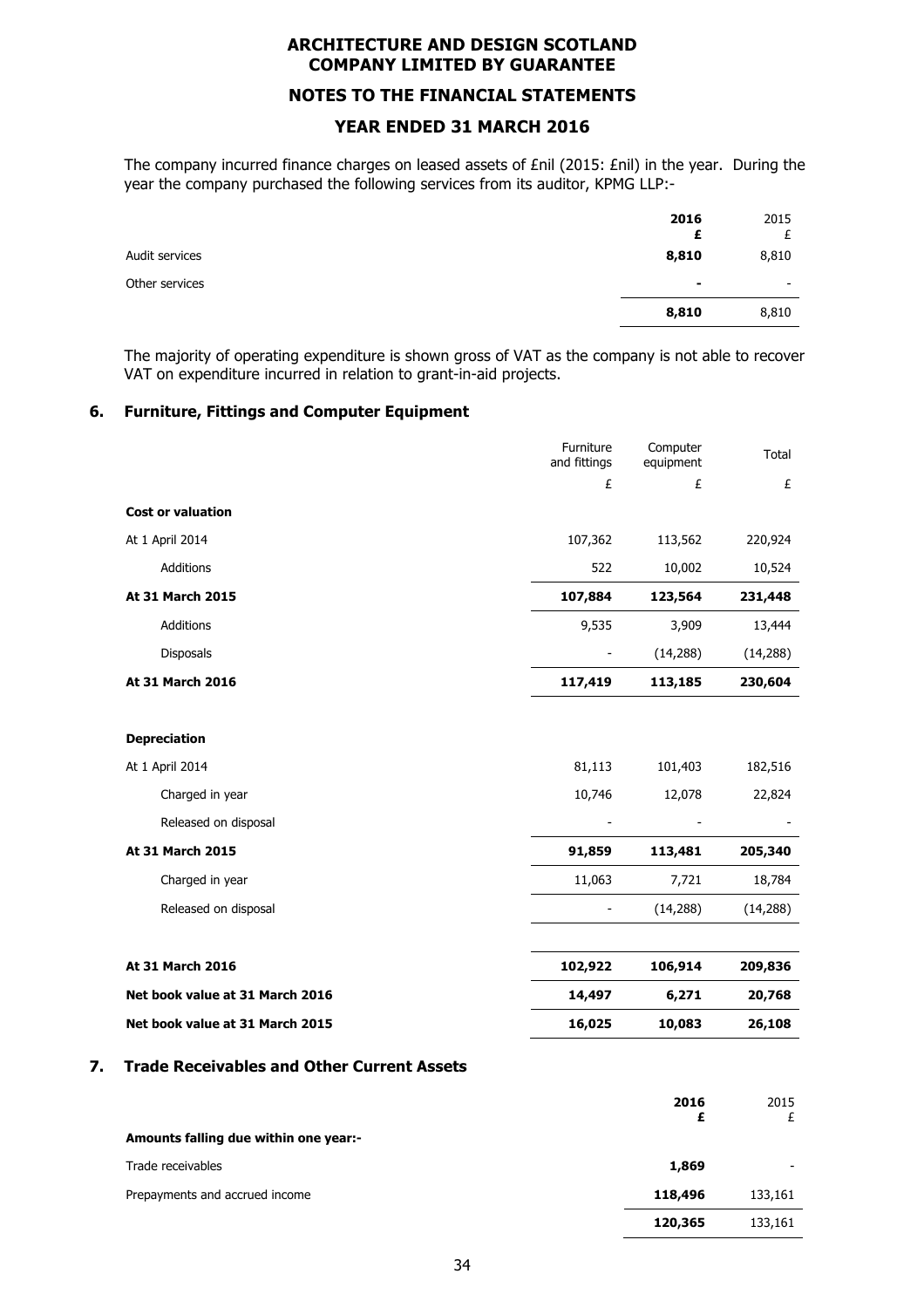# ARCHITECTURE AND DESIGN SCOTLAND
# COMPANY LIMITED BY GUARANTEE

## NOTES TO THE FINANCIAL STATEMENTS

## YEAR ENDED 31 MARCH 2016

The company incurred finance charges on leased assets of £nil (2015: £nil) in the year. During the year the company purchased the following services from its auditor, KPMG LLP:-

| | **2016 £** | 2015 £ |
|---|---|---|
| Audit services | **8,810** | 8,810 |
| Other services | **-** | - |
| | **8,810** | 8,810 |

The majority of operating expenditure is shown gross of VAT as the company is not able to recover VAT on expenditure incurred in relation to grant-in-aid projects.

## 6. Furniture, Fittings and Computer Equipment

| | Furniture and fittings £ | Computer equipment £ | Total £ |
|---|---|---|---|
| **Cost or valuation** | | | |
| At 1 April 2014 | 107,362 | 113,562 | 220,924 |
| Additions | 522 | 10,002 | 10,524 |
| **At 31 March 2015** | **107,884** | **123,564** | **231,448** |
| Additions | 9,535 | 3,909 | 13,444 |
| Disposals | - | (14,288) | (14,288) |
| **At 31 March 2016** | **117,419** | **113,185** | **230,604** |
| | | | |
| **Depreciation** | | | |
| At 1 April 2014 | 81,113 | 101,403 | 182,516 |
| Charged in year | 10,746 | 12,078 | 22,824 |
| Released on disposal | - | - | - |
| **At 31 March 2015** | **91,859** | **113,481** | **205,340** |
| Charged in year | 11,063 | 7,721 | 18,784 |
| Released on disposal | - | (14,288) | (14,288) |
| | | | |
| **At 31 March 2016** | **102,922** | **106,914** | **209,836** |
| **Net book value at 31 March 2016** | **14,497** | **6,271** | **20,768** |
| **Net book value at 31 March 2015** | **16,025** | **10,083** | **26,108** |

## 7. Trade Receivables and Other Current Assets

| | **2016 £** | 2015 £ |
|---|---|---|
| **Amounts falling due within one year:-** | | |
| Trade receivables | **1,869** | - |
| Prepayments and accrued income | **118,496** | 133,161 |
| | **120,365** | 133,161 |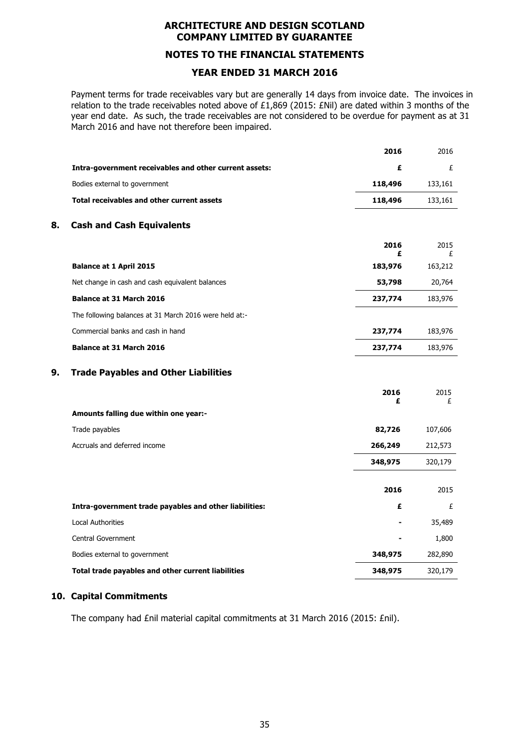Payment terms for trade receivables vary but are generally 14 days from invoice date. The invoices in relation to the trade receivables noted above of £1,869 (2015: £Nil) are dated within 3 months of the year end date. As such, the trade receivables are not considered to be overdue for payment as at 31 March 2016 and have not therefore been impaired.

| | **2016** | 2016 |
|---|---|---|
| **Intra-government receivables and other current assets:** | **£** | £ |
| Bodies external to government | **118,496** | 133,161 |
| **Total receivables and other current assets** | **118,496** | 133,161 |

## 8. Cash and Cash Equivalents

| | **2016 £** | 2015 £ |
|---|---|---|
| **Balance at 1 April 2015** | **183,976** | 163,212 |
| Net change in cash and cash equivalent balances | **53,798** | 20,764 |
| **Balance at 31 March 2016** | **237,774** | 183,976 |
| The following balances at 31 March 2016 were held at:- | | |
| Commercial banks and cash in hand | **237,774** | 183,976 |
| **Balance at 31 March 2016** | **237,774** | 183,976 |

## 9. Trade Payables and Other Liabilities

| | **2016 £** | 2015 £ |
|---|---|---|
| **Amounts falling due within one year:-** | | |
| Trade payables | **82,726** | 107,606 |
| Accruals and deferred income | **266,249** | 212,573 |
| | **348,975** | 320,179 |

| | **2016** | 2015 |
|---|---|---|
| **Intra-government trade payables and other liabilities:** | **£** | £ |
| Local Authorities | **-** | 35,489 |
| Central Government | **-** | 1,800 |
| Bodies external to government | **348,975** | 282,890 |
| **Total trade payables and other current liabilities** | **348,975** | 320,179 |

## 10. Capital Commitments

The company had £nil material capital commitments at 31 March 2016 (2015: £nil).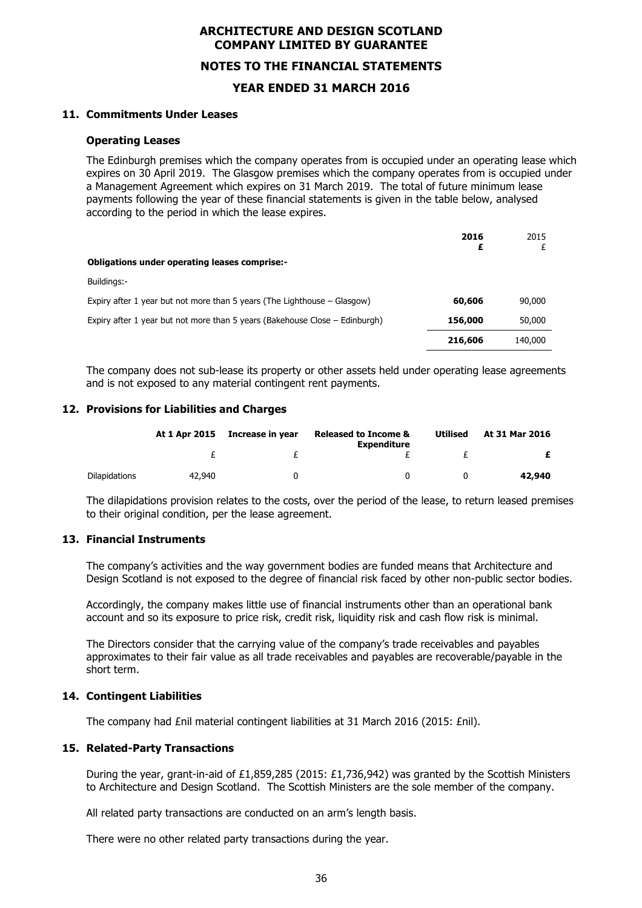**ARCHITECTURE AND DESIGN SCOTLAND**
**COMPANY LIMITED BY GUARANTEE**

**NOTES TO THE FINANCIAL STATEMENTS**

**YEAR ENDED 31 MARCH 2016**

## 11. Commitments Under Leases

### Operating Leases

The Edinburgh premises which the company operates from is occupied under an operating lease which expires on 30 April 2019. The Glasgow premises which the company operates from is occupied under a Management Agreement which expires on 31 March 2019. The total of future minimum lease payments following the year of these financial statements is given in the table below, analysed according to the period in which the lease expires.

| | **2016** **£** | 2015 £ |
|---|---|---|
| **Obligations under operating leases comprise:-** | | |
| Buildings:- | | |
| Expiry after 1 year but not more than 5 years (The Lighthouse – Glasgow) | **60,606** | 90,000 |
| Expiry after 1 year but not more than 5 years (Bakehouse Close – Edinburgh) | **156,000** | 50,000 |
| | **216,606** | 140,000 |

The company does not sub-lease its property or other assets held under operating lease agreements and is not exposed to any material contingent rent payments.

## 12. Provisions for Liabilities and Charges

| | **At 1 Apr 2015** | **Increase in year** | **Released to Income & Expenditure** | **Utilised** | **At 31 Mar 2016** |
|---|---|---|---|---|---|
| | £ | £ | £ | £ | **£** |
| Dilapidations | 42,940 | 0 | 0 | 0 | **42,940** |

The dilapidations provision relates to the costs, over the period of the lease, to return leased premises to their original condition, per the lease agreement.

## 13. Financial Instruments

The company's activities and the way government bodies are funded means that Architecture and Design Scotland is not exposed to the degree of financial risk faced by other non-public sector bodies.

Accordingly, the company makes little use of financial instruments other than an operational bank account and so its exposure to price risk, credit risk, liquidity risk and cash flow risk is minimal.

The Directors consider that the carrying value of the company's trade receivables and payables approximates to their fair value as all trade receivables and payables are recoverable/payable in the short term.

## 14. Contingent Liabilities

The company had £nil material contingent liabilities at 31 March 2016 (2015: £nil).

## 15. Related-Party Transactions

During the year, grant-in-aid of £1,859,285 (2015: £1,736,942) was granted by the Scottish Ministers to Architecture and Design Scotland. The Scottish Ministers are the sole member of the company.

All related party transactions are conducted on an arm's length basis.

There were no other related party transactions during the year.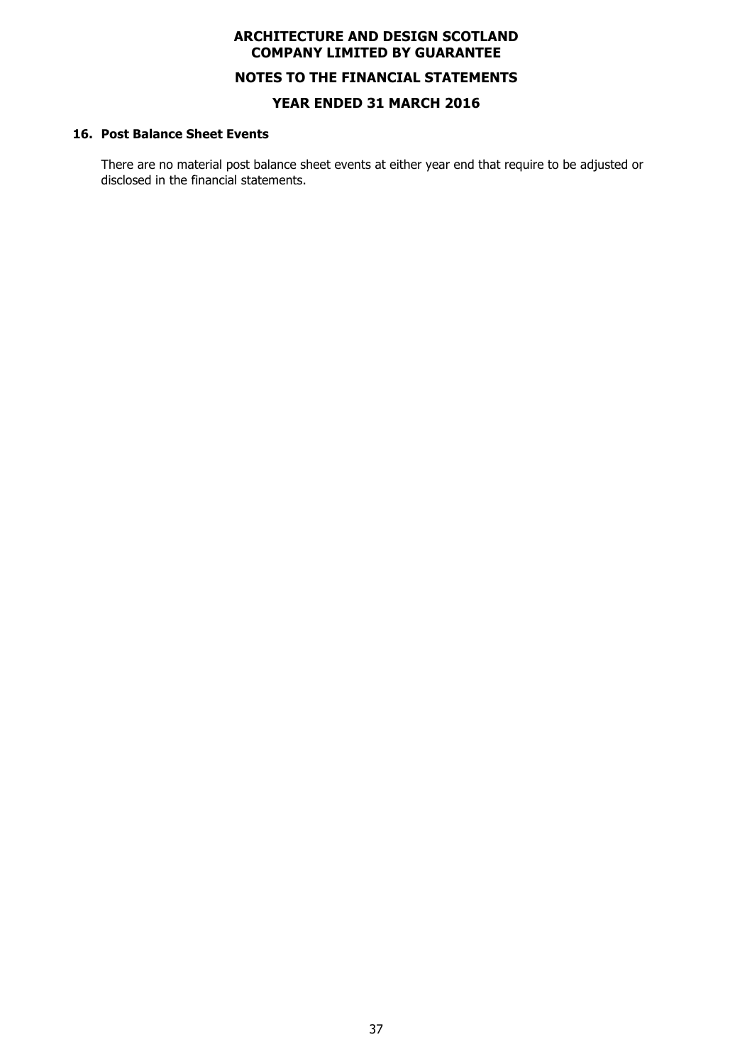## 16. Post Balance Sheet Events

There are no material post balance sheet events at either year end that require to be adjusted or disclosed in the financial statements.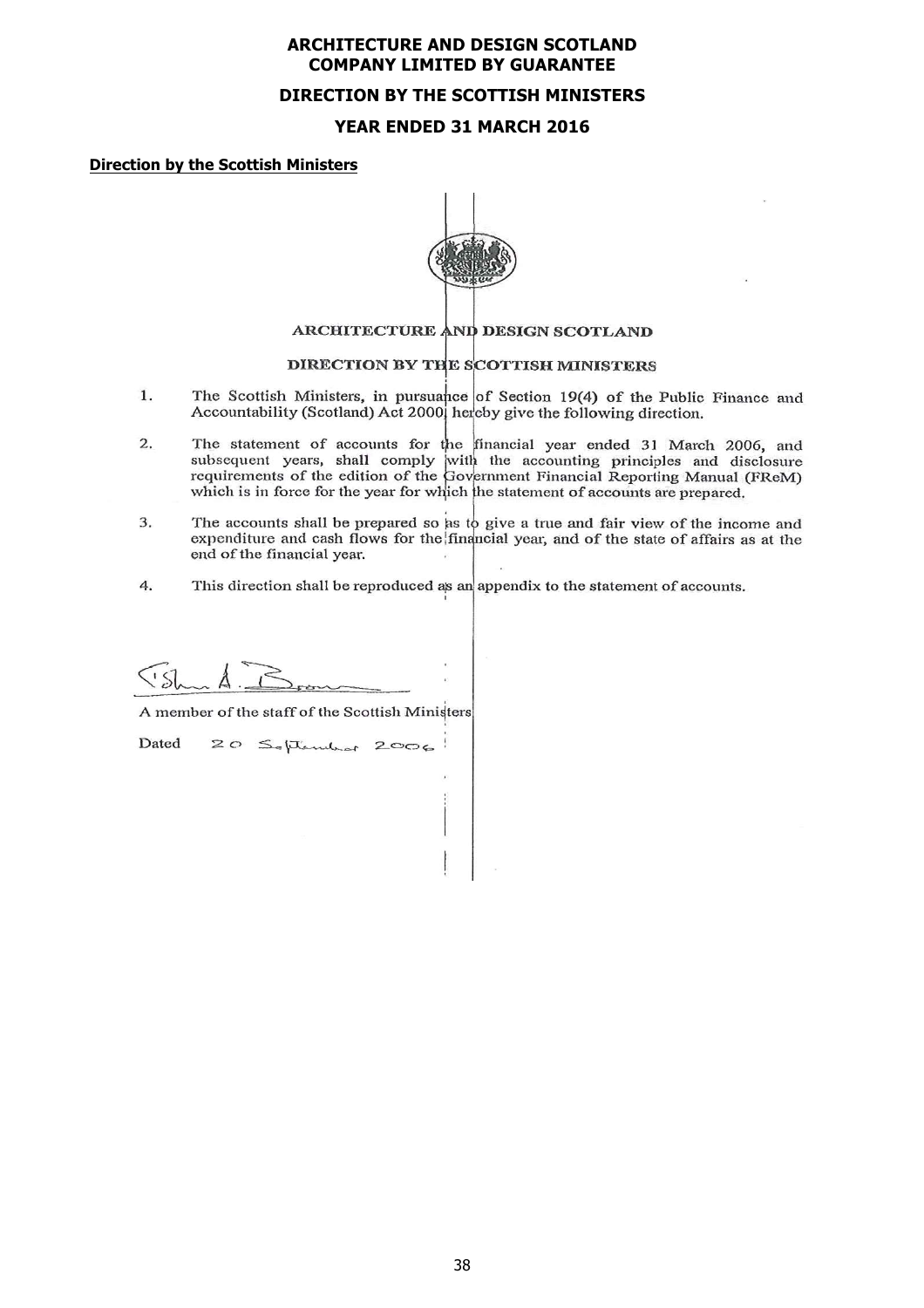# ARCHITECTURE AND DESIGN SCOTLAND COMPANY LIMITED BY GUARANTEE

## DIRECTION BY THE SCOTTISH MINISTERS

## YEAR ENDED 31 MARCH 2016

**Direction by the Scottish Ministers**

ARCHITECTURE AND DESIGN SCOTLAND

DIRECTION BY THE SCOTTISH MINISTERS

1. The Scottish Ministers, in pursuance of Section 19(4) of the Public Finance and Accountability (Scotland) Act 2000, hereby give the following direction.

2. The statement of accounts for the financial year ended 31 March 2006, and subsequent years, shall comply with the accounting principles and disclosure requirements of the edition of the Government Financial Reporting Manual (FReM) which is in force for the year for which the statement of accounts are prepared.

3. The accounts shall be prepared so as to give a true and fair view of the income and expenditure and cash flows for the financial year, and of the state of affairs as at the end of the financial year.

4. This direction shall be reproduced as an appendix to the statement of accounts.

A member of the staff of the Scottish Ministers

Dated 20 September 2006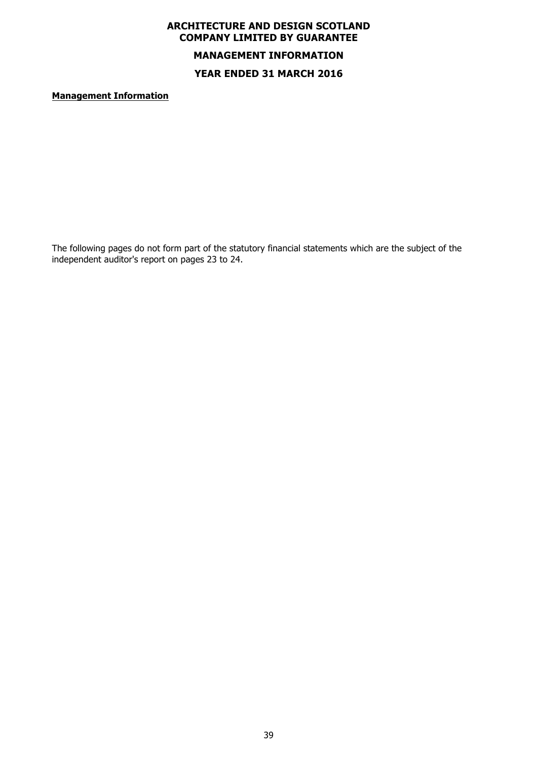# ARCHITECTURE AND DESIGN SCOTLAND
## COMPANY LIMITED BY GUARANTEE

## MANAGEMENT INFORMATION

## YEAR ENDED 31 MARCH 2016

**Management Information**

The following pages do not form part of the statutory financial statements which are the subject of the independent auditor's report on pages 23 to 24.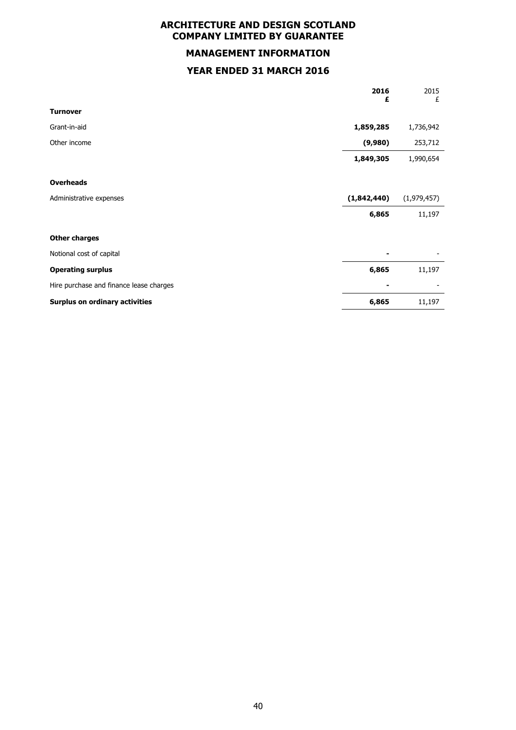# ARCHITECTURE AND DESIGN SCOTLAND
## COMPANY LIMITED BY GUARANTEE

## MANAGEMENT INFORMATION

## YEAR ENDED 31 MARCH 2016

| | 2016 £ | 2015 £ |
|---|---|---|
| **Turnover** | | |
| Grant-in-aid | **1,859,285** | 1,736,942 |
| Other income | **(9,980)** | 253,712 |
| | **1,849,305** | 1,990,654 |
| **Overheads** | | |
| Administrative expenses | **(1,842,440)** | (1,979,457) |
| | **6,865** | 11,197 |
| **Other charges** | | |
| Notional cost of capital | **-** | - |
| **Operating surplus** | **6,865** | 11,197 |
| Hire purchase and finance lease charges | **-** | - |
| **Surplus on ordinary activities** | **6,865** | 11,197 |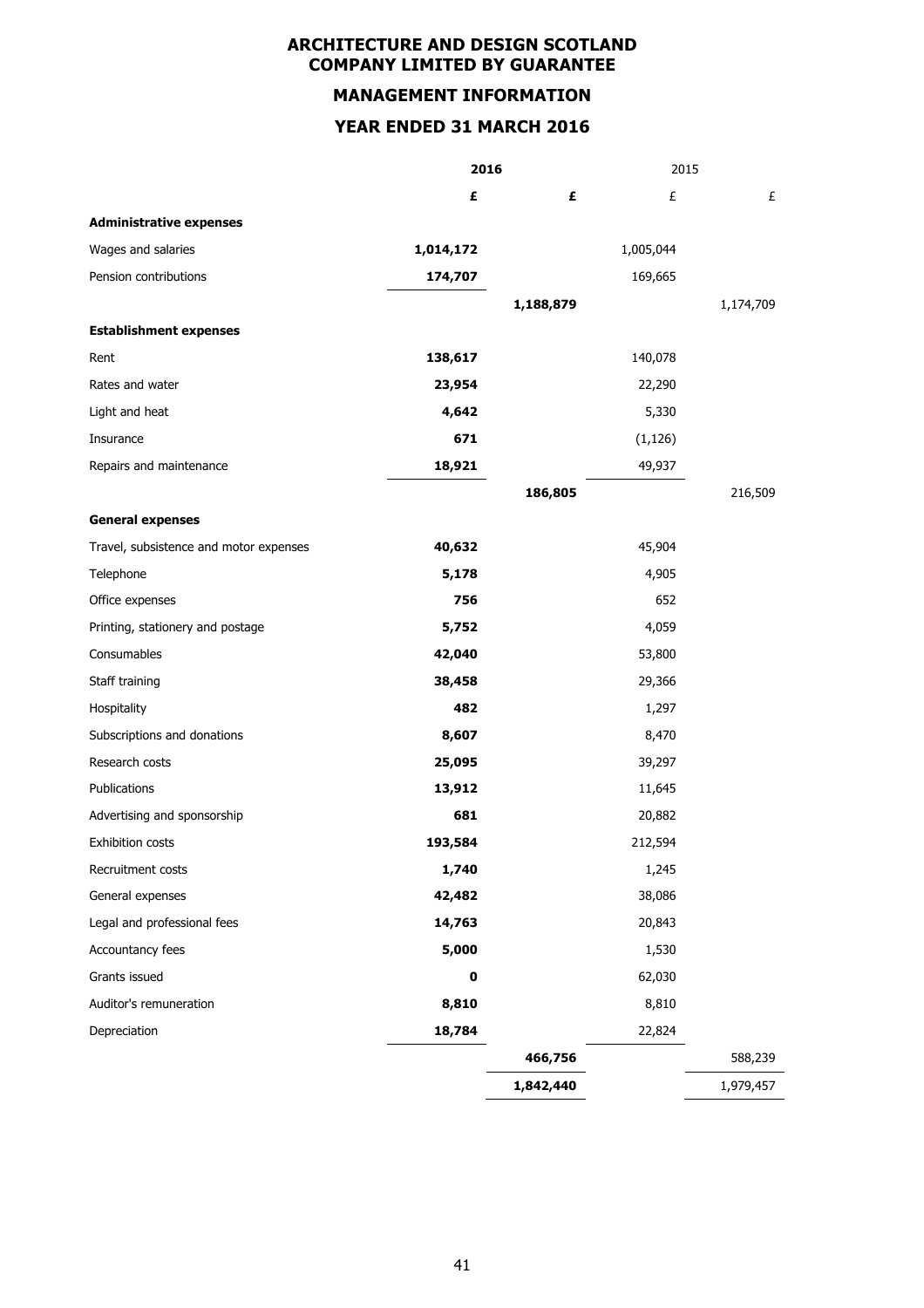# ARCHITECTURE AND DESIGN SCOTLAND
# COMPANY LIMITED BY GUARANTEE

## MANAGEMENT INFORMATION

## YEAR ENDED 31 MARCH 2016

| | 2016 | | 2015 | |
|---|---|---|---|---|
| | £ | £ | £ | £ |
| **Administrative expenses** | | | | |
| Wages and salaries | **1,014,172** | | 1,005,044 | |
| Pension contributions | **174,707** | | 169,665 | |
| | | **1,188,879** | | 1,174,709 |
| **Establishment expenses** | | | | |
| Rent | **138,617** | | 140,078 | |
| Rates and water | **23,954** | | 22,290 | |
| Light and heat | **4,642** | | 5,330 | |
| Insurance | **671** | | (1,126) | |
| Repairs and maintenance | **18,921** | | 49,937 | |
| | | **186,805** | | 216,509 |
| **General expenses** | | | | |
| Travel, subsistence and motor expenses | **40,632** | | 45,904 | |
| Telephone | **5,178** | | 4,905 | |
| Office expenses | **756** | | 652 | |
| Printing, stationery and postage | **5,752** | | 4,059 | |
| Consumables | **42,040** | | 53,800 | |
| Staff training | **38,458** | | 29,366 | |
| Hospitality | **482** | | 1,297 | |
| Subscriptions and donations | **8,607** | | 8,470 | |
| Research costs | **25,095** | | 39,297 | |
| Publications | **13,912** | | 11,645 | |
| Advertising and sponsorship | **681** | | 20,882 | |
| Exhibition costs | **193,584** | | 212,594 | |
| Recruitment costs | **1,740** | | 1,245 | |
| General expenses | **42,482** | | 38,086 | |
| Legal and professional fees | **14,763** | | 20,843 | |
| Accountancy fees | **5,000** | | 1,530 | |
| Grants issued | **0** | | 62,030 | |
| Auditor's remuneration | **8,810** | | 8,810 | |
| Depreciation | **18,784** | | 22,824 | |
| | | **466,756** | | 588,239 |
| | | **1,842,440** | | 1,979,457 |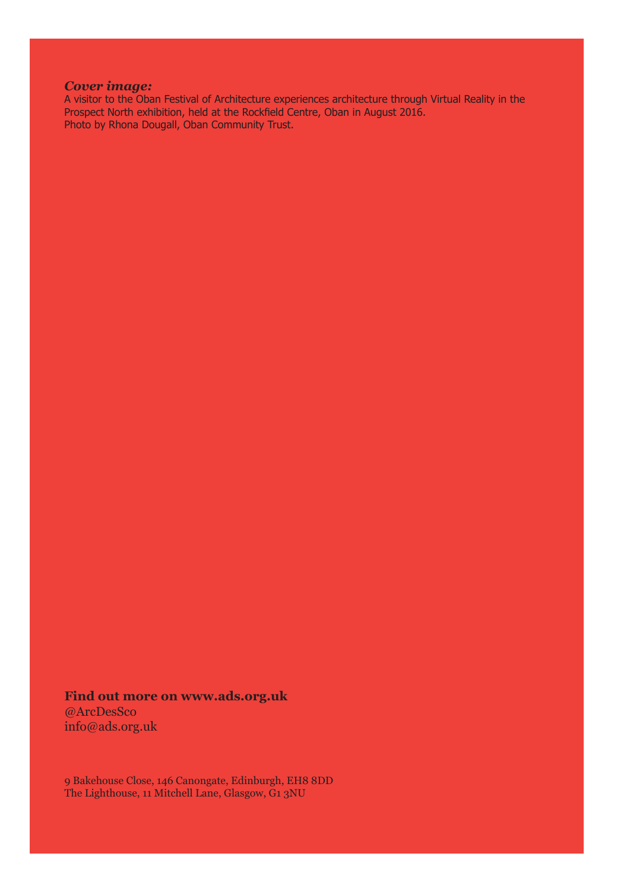***Cover image:***
A visitor to the Oban Festival of Architecture experiences architecture through Virtual Reality in the Prospect North exhibition, held at the Rockfield Centre, Oban in August 2016.
Photo by Rhona Dougall, Oban Community Trust.

**Find out more on www.ads.org.uk**
@ArcDesSco
info@ads.org.uk

9 Bakehouse Close, 146 Canongate, Edinburgh, EH8 8DD
The Lighthouse, 11 Mitchell Lane, Glasgow, G1 3NU